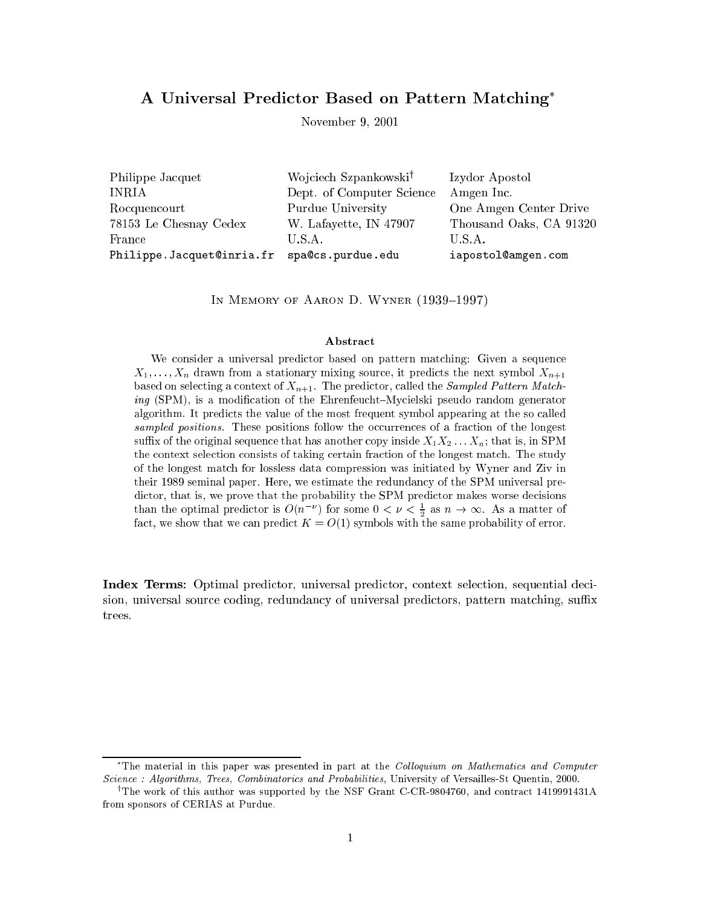# A Universal Predictor Based on Pattern Matching*

November 9, 2001

| Philippe Jacquet | Wojciech Szpankowski† | Izydor Apostol |
|---|---|---|
| INRIA | Dept. of Computer Science | Amgen Inc. |
| Rocquencourt | Purdue University | One Amgen Center Drive |
| 78153 Le Chesnay Cedex | W. Lafayette, IN 47907 | Thousand Oaks, CA 91320 |
| France | U.S.A. | U.S.A. |
| Philippe.Jacquet@inria.fr | spa@cs.purdue.edu | iapostol@amgen.com |

In Memory of Aaron D. Wyner (1939–1997)

### Abstract

We consider a universal predictor based on pattern matching: Given a sequence $X_1, \ldots, X_n$ drawn from a stationary mixing source, it predicts the next symbol $X_{n+1}$ based on selecting a context of $X_{n+1}$. The predictor, called the *Sampled Pattern Matching* (SPM), is a modification of the Ehrenfeucht–Mycielski pseudo random generator algorithm. It predicts the value of the most frequent symbol appearing at the so called *sampled positions*. These positions follow the occurrences of a fraction of the longest suffix of the original sequence that has another copy inside $X_1 X_2 \ldots X_n$; that is, in SPM the context selection consists of taking certain fraction of the longest match. The study of the longest match for lossless data compression was initiated by Wyner and Ziv in their 1989 seminal paper. Here, we estimate the redundancy of the SPM universal predictor, that is, we prove that the probability the SPM predictor makes worse decisions than the optimal predictor is $O(n^{-\nu})$ for some $0 < \nu < \frac{1}{2}$ as $n \to \infty$. As a matter of fact, we show that we can predict $K = O(1)$ symbols with the same probability of error.

**Index Terms:** Optimal predictor, universal predictor, context selection, sequential decision, universal source coding, redundancy of universal predictors, pattern matching, suffix trees.

---

*The material in this paper was presented in part at the *Colloquium on Mathematics and Computer Science : Algorithms, Trees, Combinatorics and Probabilities*, University of Versailles-St Quentin, 2000.

†The work of this author was supported by the NSF Grant C-CR-9804760, and contract 1419991431A from sponsors of CERIAS at Purdue.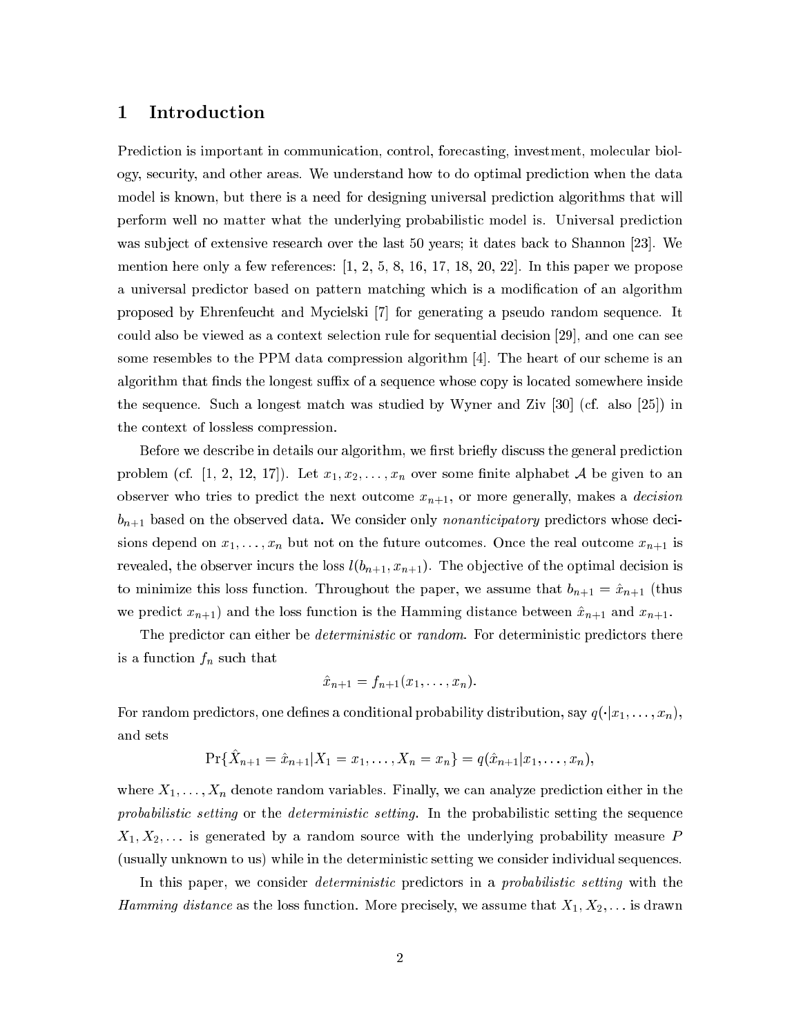## 1 Introduction

Prediction is important in communication, control, forecasting, investment, molecular biology, security, and other areas. We understand how to do optimal prediction when the data model is known, but there is a need for designing universal prediction algorithms that will perform well no matter what the underlying probabilistic model is. Universal prediction was subject of extensive research over the last 50 years; it dates back to Shannon [23]. We mention here only a few references: [1, 2, 5, 8, 16, 17, 18, 20, 22]. In this paper we propose a universal predictor based on pattern matching which is a modification of an algorithm proposed by Ehrenfeucht and Mycielski [7] for generating a pseudo random sequence. It could also be viewed as a context selection rule for sequential decision [29], and one can see some resembles to the PPM data compression algorithm [4]. The heart of our scheme is an algorithm that finds the longest suffix of a sequence whose copy is located somewhere inside the sequence. Such a longest match was studied by Wyner and Ziv [30] (cf. also [25]) in the context of lossless compression.

Before we describe in details our algorithm, we first briefly discuss the general prediction problem (cf. [1, 2, 12, 17]). Let $x_1, x_2, \ldots, x_n$ over some finite alphabet $\mathcal{A}$ be given to an observer who tries to predict the next outcome $x_{n+1}$, or more generally, makes a *decision* $b_{n+1}$ based on the observed data. We consider only *nonanticipatory* predictors whose decisions depend on $x_1, \ldots, x_n$ but not on the future outcomes. Once the real outcome $x_{n+1}$ is revealed, the observer incurs the loss $l(b_{n+1}, x_{n+1})$. The objective of the optimal decision is to minimize this loss function. Throughout the paper, we assume that $b_{n+1} = \hat{x}_{n+1}$ (thus we predict $x_{n+1}$) and the loss function is the Hamming distance between $\hat{x}_{n+1}$ and $x_{n+1}$.

The predictor can either be *deterministic* or *random*. For deterministic predictors there is a function $f_n$ such that

$$\hat{x}_{n+1} = f_{n+1}(x_1, \ldots, x_n).$$

For random predictors, one defines a conditional probability distribution, say $q(\cdot|x_1, \ldots, x_n)$, and sets

$$\Pr\{\hat{X}_{n+1} = \hat{x}_{n+1} | X_1 = x_1, \ldots, X_n = x_n\} = q(\hat{x}_{n+1}|x_1, \ldots, x_n),$$

where $X_1, \ldots, X_n$ denote random variables. Finally, we can analyze prediction either in the *probabilistic setting* or the *deterministic setting*. In the probabilistic setting the sequence $X_1, X_2, \ldots$ is generated by a random source with the underlying probability measure $P$ (usually unknown to us) while in the deterministic setting we consider individual sequences.

In this paper, we consider *deterministic* predictors in a *probabilistic setting* with the *Hamming distance* as the loss function. More precisely, we assume that $X_1, X_2, \ldots$ is drawn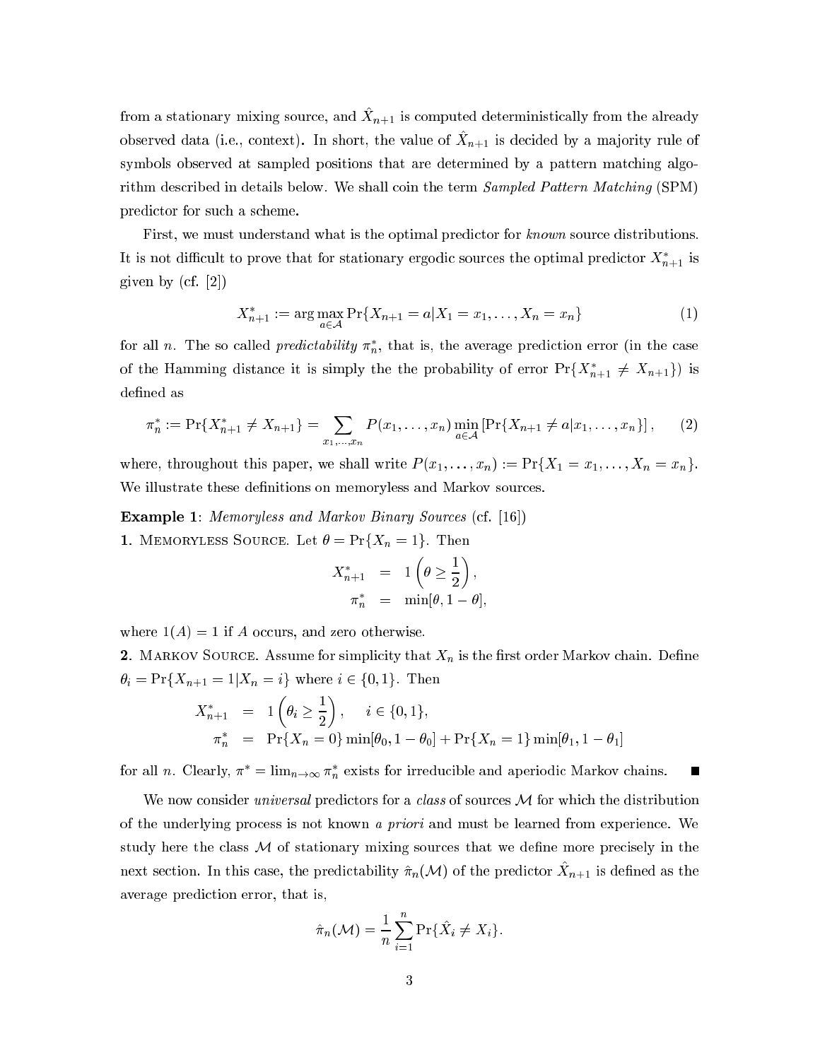from a stationary mixing source, and $\hat{X}_{n+1}$ is computed deterministically from the already observed data (i.e., context). In short, the value of $\hat{X}_{n+1}$ is decided by a majority rule of symbols observed at sampled positions that are determined by a pattern matching algorithm described in details below. We shall coin the term *Sampled Pattern Matching* (SPM) predictor for such a scheme.

First, we must understand what is the optimal predictor for *known* source distributions. It is not difficult to prove that for stationary ergodic sources the optimal predictor $X^*_{n+1}$ is given by (cf. [2])

$$X^*_{n+1} := \arg\max_{a\in\mathcal{A}} \Pr\{X_{n+1} = a | X_1 = x_1, \ldots, X_n = x_n\} \tag{1}$$

for all $n$. The so called *predictability* $\pi^*_n$, that is, the average prediction error (in the case of the Hamming distance it is simply the the probability of error $\Pr\{X^*_{n+1} \neq X_{n+1}\}$) is defined as

$$\pi^*_n := \Pr\{X^*_{n+1} \neq X_{n+1}\} = \sum_{x_1,\ldots,x_n} P(x_1, \ldots, x_n) \min_{a\in\mathcal{A}} \left[\Pr\{X_{n+1} \neq a | x_1, \ldots, x_n\}\right], \tag{2}$$

where, throughout this paper, we shall write $P(x_1, \ldots, x_n) := \Pr\{X_1 = x_1, \ldots, X_n = x_n\}$. We illustrate these definitions on memoryless and Markov sources.

**Example 1**: *Memoryless and Markov Binary Sources* (cf. [16])

**1**. Memoryless Source. Let $\theta = \Pr\{X_n = 1\}$. Then

$$\begin{aligned} X^*_{n+1} &= 1\left(\theta \geq \frac{1}{2}\right), \\ \pi^*_n &= \min[\theta, 1-\theta], \end{aligned}$$

where $1(A) = 1$ if $A$ occurs, and zero otherwise.

**2**. Markov Source. Assume for simplicity that $X_n$ is the first order Markov chain. Define $\theta_i = \Pr\{X_{n+1} = 1 | X_n = i\}$ where $i \in \{0, 1\}$. Then

$$\begin{aligned} X^*_{n+1} &= 1\left(\theta_i \geq \frac{1}{2}\right), \quad i \in \{0,1\}, \\ \pi^*_n &= \Pr\{X_n = 0\}\min[\theta_0, 1-\theta_0] + \Pr\{X_n = 1\}\min[\theta_1, 1-\theta_1] \end{aligned}$$

for all $n$. Clearly, $\pi^* = \lim_{n\to\infty} \pi^*_n$ exists for irreducible and aperiodic Markov chains. ∎

We now consider *universal* predictors for a *class* of sources $\mathcal{M}$ for which the distribution of the underlying process is not known *a priori* and must be learned from experience. We study here the class $\mathcal{M}$ of stationary mixing sources that we define more precisely in the next section. In this case, the predictability $\hat{\pi}_n(\mathcal{M})$ of the predictor $\hat{X}_{n+1}$ is defined as the average prediction error, that is,

$$\hat{\pi}_n(\mathcal{M}) = \frac{1}{n} \sum_{i=1}^{n} \Pr\{\hat{X}_i \neq X_i\}.$$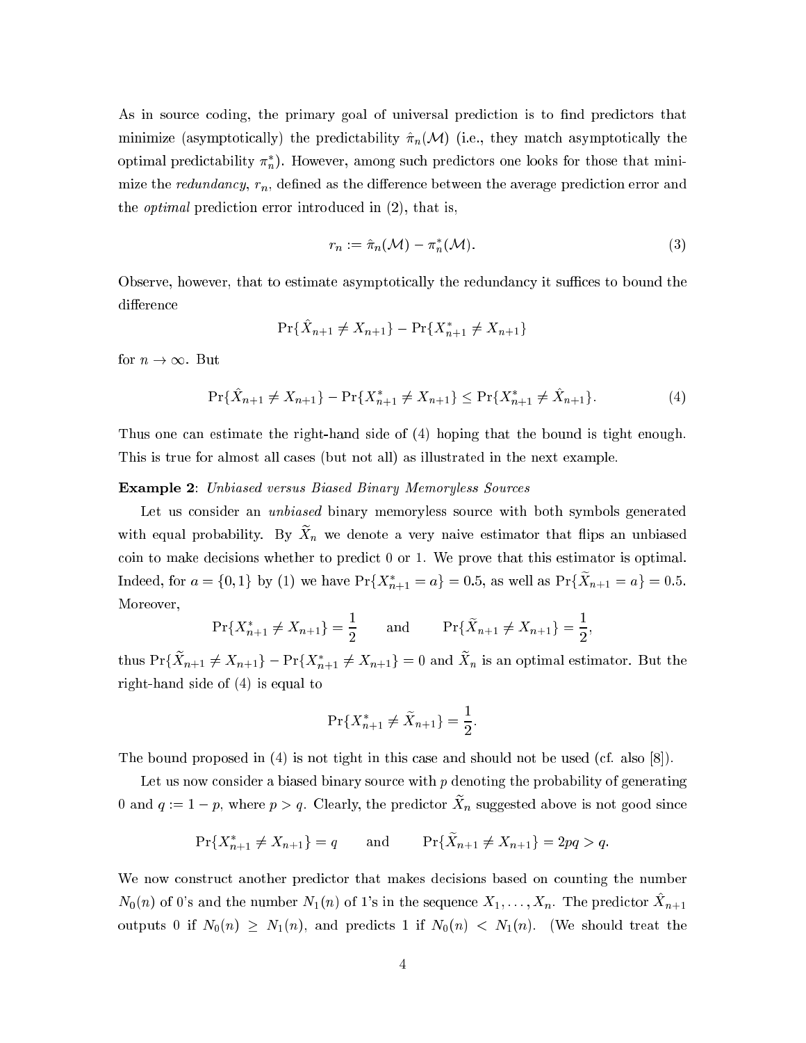As in source coding, the primary goal of universal prediction is to find predictors that minimize (asymptotically) the predictability $\hat{\pi}_n(\mathcal{M})$ (i.e., they match asymptotically the optimal predictability $\pi_n^*$). However, among such predictors one looks for those that minimize the *redundancy*, $r_n$, defined as the difference between the average prediction error and the *optimal* prediction error introduced in (2), that is,

$$r_n := \hat{\pi}_n(\mathcal{M}) - \pi_n^*(\mathcal{M}). \tag{3}$$

Observe, however, that to estimate asymptotically the redundancy it suffices to bound the difference

$$\Pr\{\hat{X}_{n+1} \neq X_{n+1}\} - \Pr\{X_{n+1}^* \neq X_{n+1}\}$$

for $n \to \infty$. But

$$\Pr\{\hat{X}_{n+1} \neq X_{n+1}\} - \Pr\{X_{n+1}^* \neq X_{n+1}\} \leq \Pr\{X_{n+1}^* \neq \hat{X}_{n+1}\}. \tag{4}$$

Thus one can estimate the right-hand side of (4) hoping that the bound is tight enough. This is true for almost all cases (but not all) as illustrated in the next example.

**Example 2**: *Unbiased versus Biased Binary Memoryless Sources*

Let us consider an *unbiased* binary memoryless source with both symbols generated with equal probability. By $\widetilde{X}_n$ we denote a very naive estimator that flips an unbiased coin to make decisions whether to predict 0 or 1. We prove that this estimator is optimal. Indeed, for $a = \{0, 1\}$ by (1) we have $\Pr\{X_{n+1}^* = a\} = 0.5$, as well as $\Pr\{\widetilde{X}_{n+1} = a\} = 0.5$. Moreover,

$$\Pr\{X_{n+1}^* \neq X_{n+1}\} = \frac{1}{2} \qquad \text{and} \qquad \Pr\{\widetilde{X}_{n+1} \neq X_{n+1}\} = \frac{1}{2},$$

thus $\Pr\{\widetilde{X}_{n+1} \neq X_{n+1}\} - \Pr\{X_{n+1}^* \neq X_{n+1}\} = 0$ and $\widetilde{X}_n$ is an optimal estimator. But the right-hand side of (4) is equal to

$$\Pr\{X_{n+1}^* \neq \widetilde{X}_{n+1}\} = \frac{1}{2}.$$

The bound proposed in (4) is not tight in this case and should not be used (cf. also [8]).

Let us now consider a biased binary source with $p$ denoting the probability of generating 0 and $q := 1 - p$, where $p > q$. Clearly, the predictor $\widetilde{X}_n$ suggested above is not good since

$$\Pr\{X_{n+1}^* \neq X_{n+1}\} = q \qquad \text{and} \qquad \Pr\{\widetilde{X}_{n+1} \neq X_{n+1}\} = 2pq > q.$$

We now construct another predictor that makes decisions based on counting the number $N_0(n)$ of 0's and the number $N_1(n)$ of 1's in the sequence $X_1, \ldots, X_n$. The predictor $\hat{X}_{n+1}$ outputs 0 if $N_0(n) \geq N_1(n)$, and predicts 1 if $N_0(n) < N_1(n)$. (We should treat the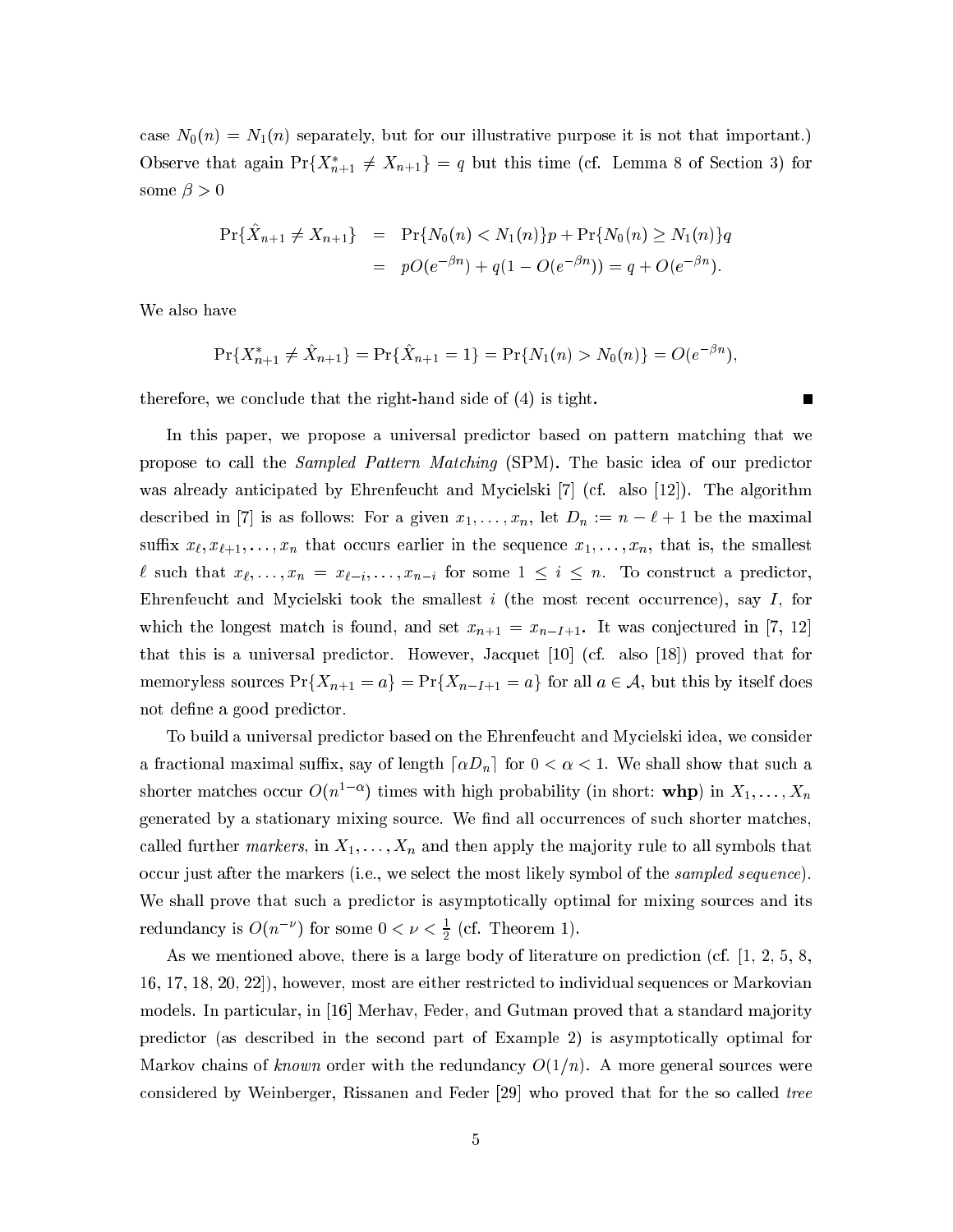case $N_0(n) = N_1(n)$ separately, but for our illustrative purpose it is not that important.) Observe that again $\Pr\{X^*_{n+1} \neq X_{n+1}\} = q$ but this time (cf. Lemma 8 of Section 3) for some $\beta > 0$

$$
\begin{aligned}
\Pr\{\hat{X}_{n+1} \neq X_{n+1}\} &= \Pr\{N_0(n) < N_1(n)\}p + \Pr\{N_0(n) \geq N_1(n)\}q \\
&= pO(e^{-\beta n}) + q(1 - O(e^{-\beta n})) = q + O(e^{-\beta n}).
\end{aligned}
$$

We also have

$$
\Pr\{X^*_{n+1} \neq \hat{X}_{n+1}\} = \Pr\{\hat{X}_{n+1} = 1\} = \Pr\{N_1(n) > N_0(n)\} = O(e^{-\beta n}),
$$

therefore, we conclude that the right-hand side of (4) is tight. ■

In this paper, we propose a universal predictor based on pattern matching that we propose to call the *Sampled Pattern Matching* (SPM). The basic idea of our predictor was already anticipated by Ehrenfeucht and Mycielski [7] (cf. also [12]). The algorithm described in [7] is as follows: For a given $x_1, \ldots, x_n$, let $D_n := n - \ell + 1$ be the maximal suffix $x_\ell, x_{\ell+1}, \ldots, x_n$ that occurs earlier in the sequence $x_1, \ldots, x_n$, that is, the smallest $\ell$ such that $x_\ell, \ldots, x_n = x_{\ell-i}, \ldots, x_{n-i}$ for some $1 \leq i \leq n$. To construct a predictor, Ehrenfeucht and Mycielski took the smallest $i$ (the most recent occurrence), say $I$, for which the longest match is found, and set $x_{n+1} = x_{n-I+1}$. It was conjectured in [7, 12] that this is a universal predictor. However, Jacquet [10] (cf. also [18]) proved that for memoryless sources $\Pr\{X_{n+1} = a\} = \Pr\{X_{n-I+1} = a\}$ for all $a \in \mathcal{A}$, but this by itself does not define a good predictor.

To build a universal predictor based on the Ehrenfeucht and Mycielski idea, we consider a fractional maximal suffix, say of length $\lceil \alpha D_n \rceil$ for $0 < \alpha < 1$. We shall show that such a shorter matches occur $O(n^{1-\alpha})$ times with high probability (in short: **whp**) in $X_1, \ldots, X_n$ generated by a stationary mixing source. We find all occurrences of such shorter matches, called further *markers*, in $X_1, \ldots, X_n$ and then apply the majority rule to all symbols that occur just after the markers (i.e., we select the most likely symbol of the *sampled sequence*). We shall prove that such a predictor is asymptotically optimal for mixing sources and its redundancy is $O(n^{-\nu})$ for some $0 < \nu < \frac{1}{2}$ (cf. Theorem 1).

As we mentioned above, there is a large body of literature on prediction (cf. [1, 2, 5, 8, 16, 17, 18, 20, 22]), however, most are either restricted to individual sequences or Markovian models. In particular, in [16] Merhav, Feder, and Gutman proved that a standard majority predictor (as described in the second part of Example 2) is asymptotically optimal for Markov chains of *known* order with the redundancy $O(1/n)$. A more general sources were considered by Weinberger, Rissanen and Feder [29] who proved that for the so called *tree*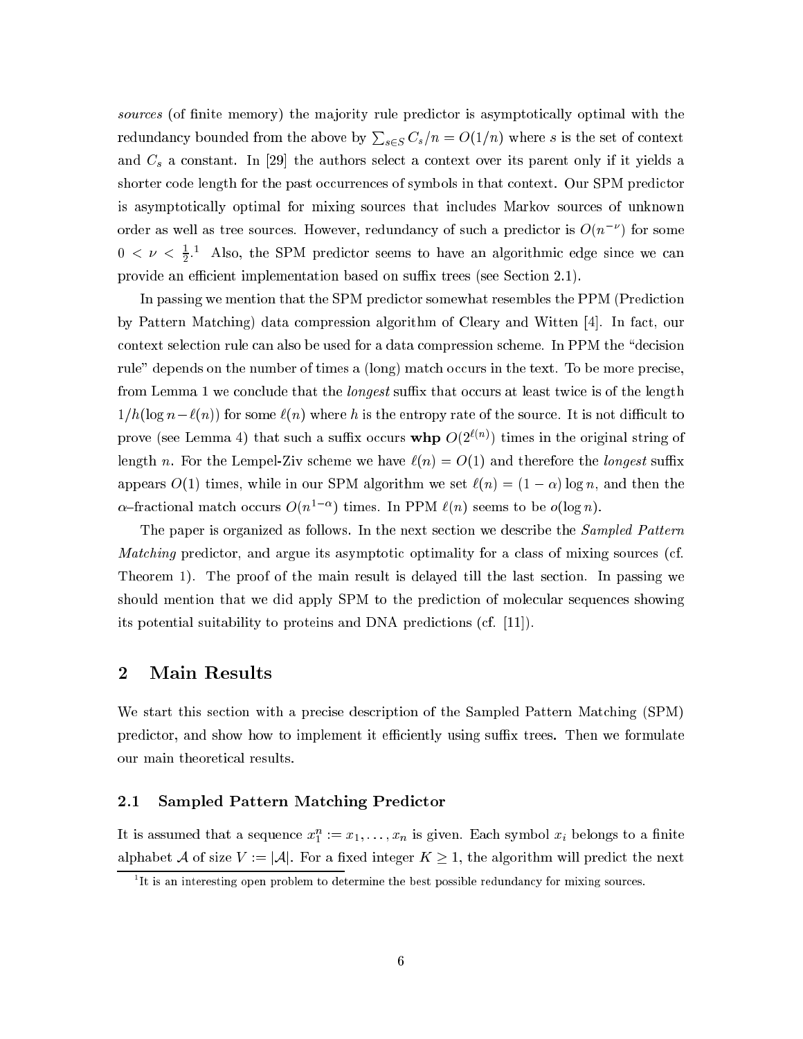*sources* (of finite memory) the majority rule predictor is asymptotically optimal with the redundancy bounded from the above by $\sum_{s \in S} C_s/n = O(1/n)$ where $s$ is the set of context and $C_s$ a constant. In [29] the authors select a context over its parent only if it yields a shorter code length for the past occurrences of symbols in that context. Our SPM predictor is asymptotically optimal for mixing sources that includes Markov sources of unknown order as well as tree sources. However, redundancy of such a predictor is $O(n^{-\nu})$ for some $0 < \nu < \frac{1}{2}$.[1] Also, the SPM predictor seems to have an algorithmic edge since we can provide an efficient implementation based on suffix trees (see Section 2.1).

In passing we mention that the SPM predictor somewhat resembles the PPM (Prediction by Pattern Matching) data compression algorithm of Cleary and Witten [4]. In fact, our context selection rule can also be used for a data compression scheme. In PPM the "decision rule" depends on the number of times a (long) match occurs in the text. To be more precise, from Lemma 1 we conclude that the *longest* suffix that occurs at least twice is of the length $1/h(\log n - \ell(n))$ for some $\ell(n)$ where $h$ is the entropy rate of the source. It is not difficult to prove (see Lemma 4) that such a suffix occurs **whp** $O(2^{\ell(n)})$ times in the original string of length $n$. For the Lempel-Ziv scheme we have $\ell(n) = O(1)$ and therefore the *longest* suffix appears $O(1)$ times, while in our SPM algorithm we set $\ell(n) = (1 - \alpha) \log n$, and then the $\alpha$–fractional match occurs $O(n^{1-\alpha})$ times. In PPM $\ell(n)$ seems to be $o(\log n)$.

The paper is organized as follows. In the next section we describe the *Sampled Pattern Matching* predictor, and argue its asymptotic optimality for a class of mixing sources (cf. Theorem 1). The proof of the main result is delayed till the last section. In passing we should mention that we did apply SPM to the prediction of molecular sequences showing its potential suitability to proteins and DNA predictions (cf. [11]).

## 2 Main Results

We start this section with a precise description of the Sampled Pattern Matching (SPM) predictor, and show how to implement it efficiently using suffix trees. Then we formulate our main theoretical results.

### 2.1 Sampled Pattern Matching Predictor

It is assumed that a sequence $x_1^n := x_1, \ldots, x_n$ is given. Each symbol $x_i$ belongs to a finite alphabet $\mathcal{A}$ of size $V := |\mathcal{A}|$. For a fixed integer $K \geq 1$, the algorithm will predict the next

[1] It is an interesting open problem to determine the best possible redundancy for mixing sources.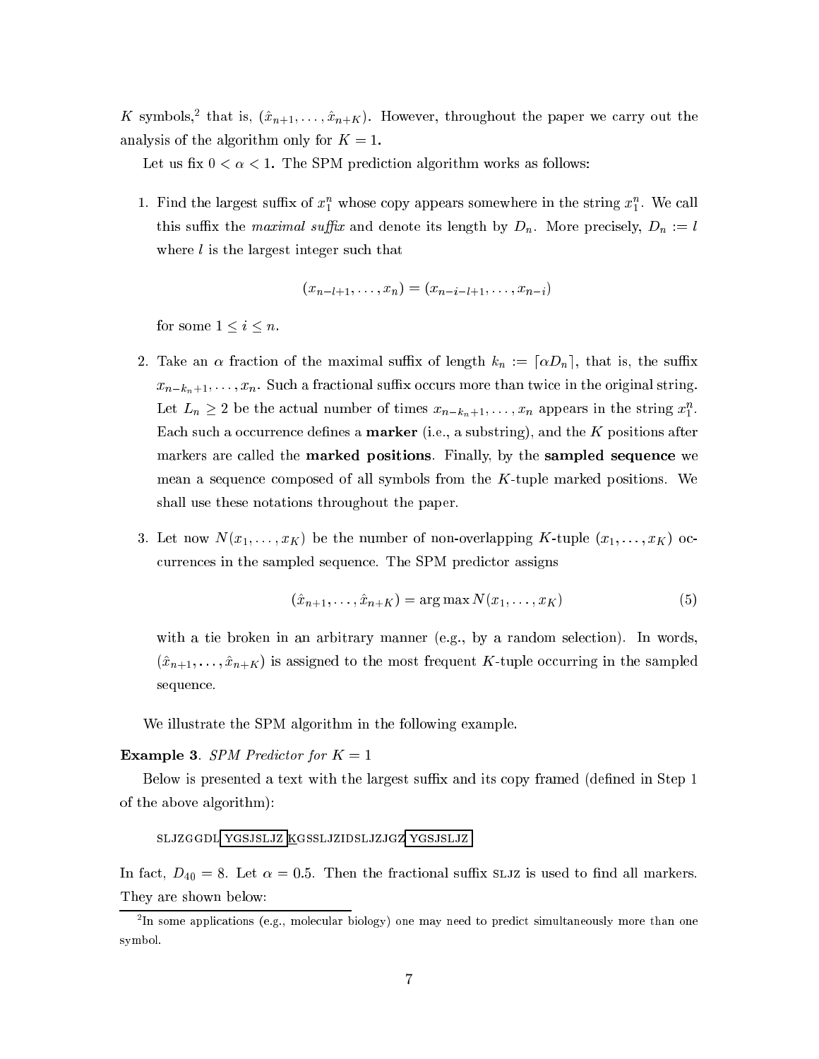$K$ symbols,[2] that is, $(\hat{x}_{n+1}, \ldots, \hat{x}_{n+K})$. However, throughout the paper we carry out the analysis of the algorithm only for $K = 1$.

Let us fix $0 < \alpha < 1$. The SPM prediction algorithm works as follows:

1. Find the largest suffix of $x_1^n$ whose copy appears somewhere in the string $x_1^n$. We call this suffix the *maximal suffix* and denote its length by $D_n$. More precisely, $D_n := l$ where $l$ is the largest integer such that

$$(x_{n-l+1}, \ldots, x_n) = (x_{n-i-l+1}, \ldots, x_{n-i})$$

   for some $1 \leq i \leq n$.

2. Take an $\alpha$ fraction of the maximal suffix of length $k_n := \lceil \alpha D_n \rceil$, that is, the suffix $x_{n-k_n+1}, \ldots, x_n$. Such a fractional suffix occurs more than twice in the original string. Let $L_n \geq 2$ be the actual number of times $x_{n-k_n+1}, \ldots, x_n$ appears in the string $x_1^n$. Each such a occurrence defines a **marker** (i.e., a substring), and the $K$ positions after markers are called the **marked positions**. Finally, by the **sampled sequence** we mean a sequence composed of all symbols from the $K$-tuple marked positions. We shall use these notations throughout the paper.

3. Let now $N(x_1, \ldots, x_K)$ be the number of non-overlapping $K$-tuple $(x_1, \ldots, x_K)$ occurrences in the sampled sequence. The SPM predictor assigns

$$(\hat{x}_{n+1}, \ldots, \hat{x}_{n+K}) = \arg\max N(x_1, \ldots, x_K) \tag{5}$$

   with a tie broken in an arbitrary manner (e.g., by a random selection). In words, $(\hat{x}_{n+1}, \ldots, \hat{x}_{n+K})$ is assigned to the most frequent $K$-tuple occurring in the sampled sequence.

We illustrate the SPM algorithm in the following example.

**Example 3**. *SPM Predictor for $K = 1$*

Below is presented a text with the largest suffix and its copy framed (defined in Step 1 of the above algorithm):

SLJZGGDL [YGSJSLJZ] K GSSLJZIDSLJZJGZ [YGSJSLJZ]

In fact, $D_{40} = 8$. Let $\alpha = 0.5$. Then the fractional suffix SLJZ is used to find all markers. They are shown below:

[2] In some applications (e.g., molecular biology) one may need to predict simultaneously more than one symbol.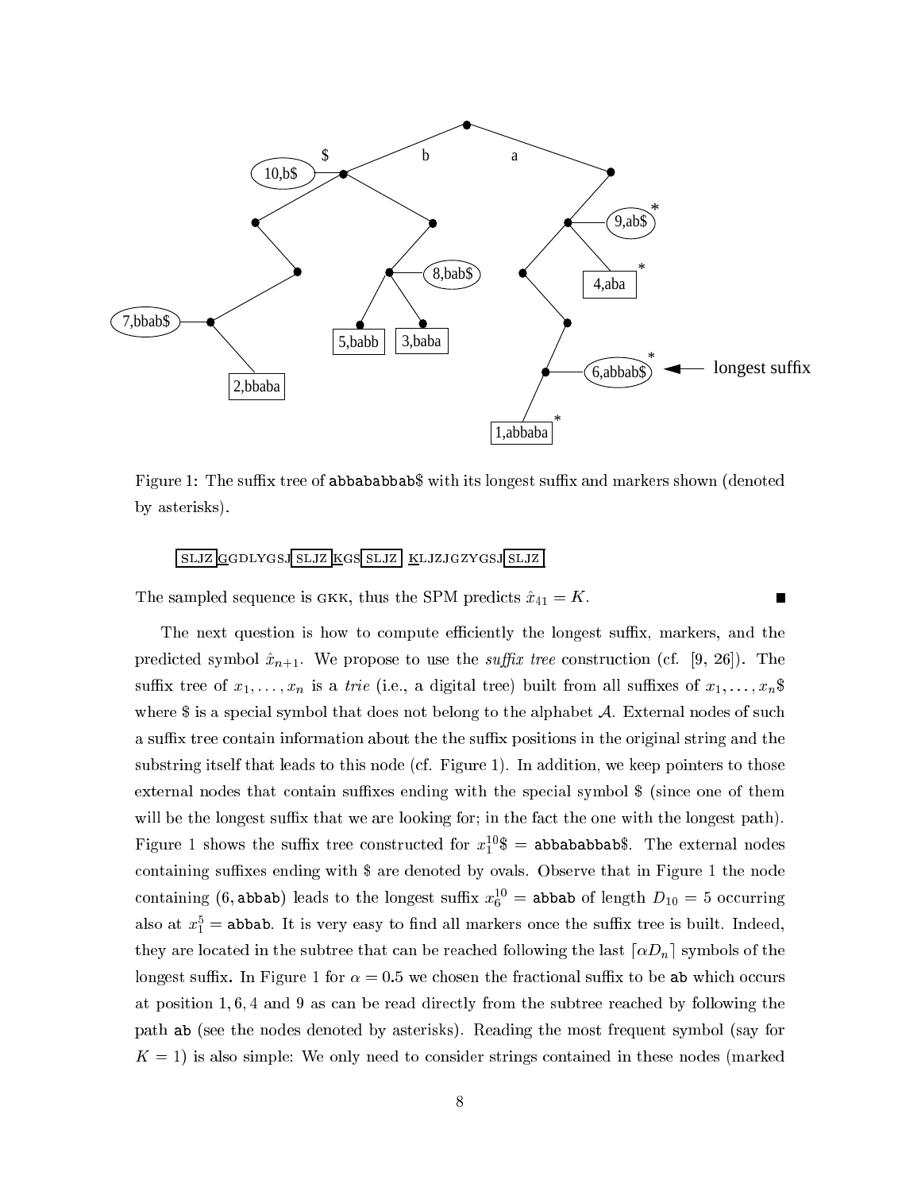Figure 1: The suffix tree of abbababbab$ with its longest suffix and markers shown (denoted by asterisks).

SLJZ GGDLYGSJ SLJZ KGS SLJZ KLJZJGZYGSJ SLJZ

The sampled sequence is GKK, thus the SPM predicts $\hat{x}_{41} = K$. ■

The next question is how to compute efficiently the longest suffix, markers, and the predicted symbol $\hat{x}_{n+1}$. We propose to use the *suffix tree* construction (cf. [9, 26]). The suffix tree of $x_1, \ldots, x_n$ is a *trie* (i.e., a digital tree) built from all suffixes of $x_1, \ldots, x_n\$$ where $ is a special symbol that does not belong to the alphabet $\mathcal{A}$. External nodes of such a suffix tree contain information about the the suffix positions in the original string and the substring itself that leads to this node (cf. Figure 1). In addition, we keep pointers to those external nodes that contain suffixes ending with the special symbol $ (since one of them will be the longest suffix that we are looking for; in the fact the one with the longest path). Figure 1 shows the suffix tree constructed for $x_1^{10}\$ =$ abbababbab$. The external nodes containing suffixes ending with $ are denoted by ovals. Observe that in Figure 1 the node containing (6, abbab) leads to the longest suffix $x_6^{10} =$ abbab of length $D_{10} = 5$ occurring also at $x_1^5 =$ abbab. It is very easy to find all markers once the suffix tree is built. Indeed, they are located in the subtree that can be reached following the last $\lceil \alpha D_n \rceil$ symbols of the longest suffix. In Figure 1 for $\alpha = 0.5$ we chosen the fractional suffix to be ab which occurs at position 1, 6, 4 and 9 as can be read directly from the subtree reached by following the path ab (see the nodes denoted by asterisks). Reading the most frequent symbol (say for $K = 1$) is also simple: We only need to consider strings contained in these nodes (marked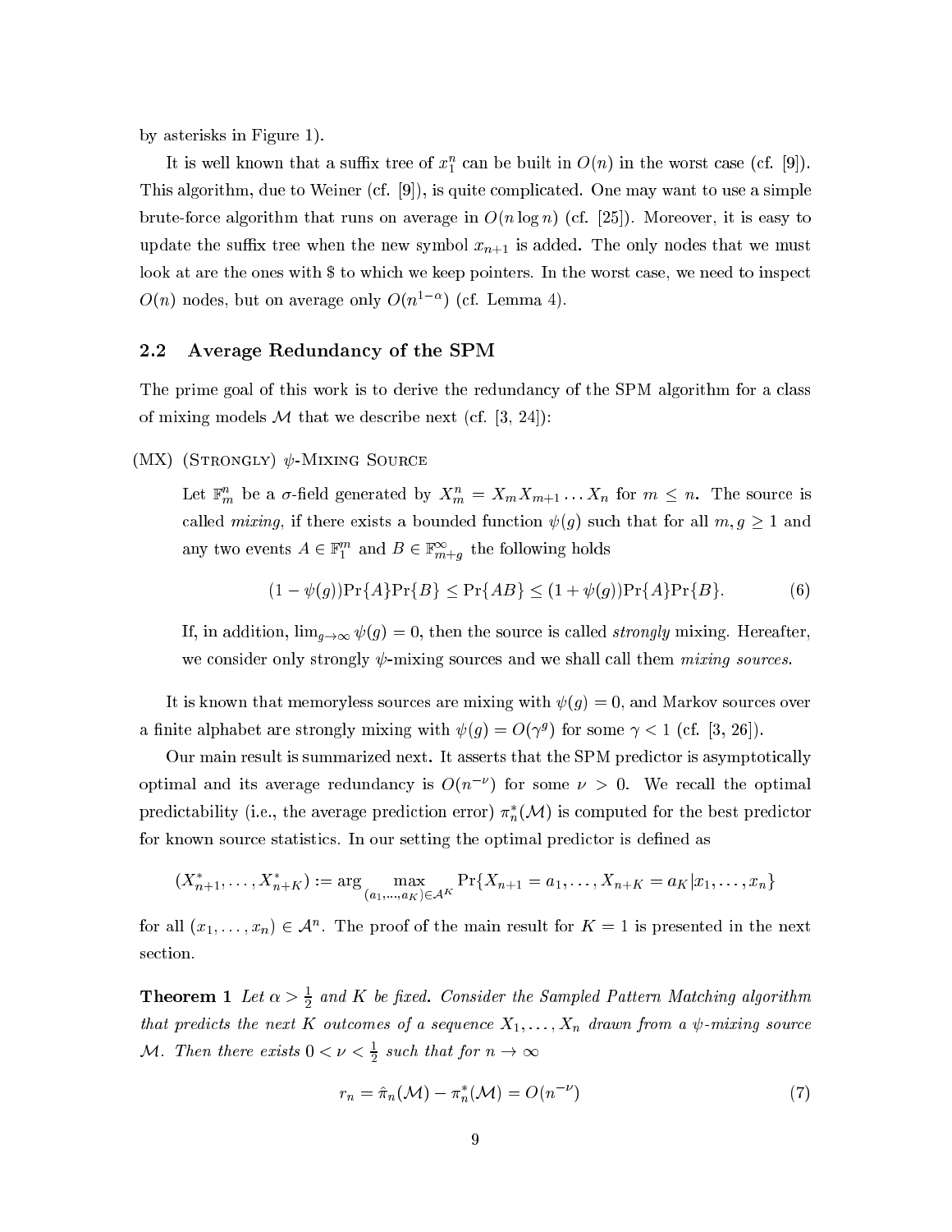by asterisks in Figure 1).

It is well known that a suffix tree of $x_1^n$ can be built in $O(n)$ in the worst case (cf. [9]). This algorithm, due to Weiner (cf. [9]), is quite complicated. One may want to use a simple brute-force algorithm that runs on average in $O(n \log n)$ (cf. [25]). Moreover, it is easy to update the suffix tree when the new symbol $x_{n+1}$ is added. The only nodes that we must look at are the ones with \$ to which we keep pointers. In the worst case, we need to inspect $O(n)$ nodes, but on average only $O(n^{1-\alpha})$ (cf. Lemma 4).

## 2.2 Average Redundancy of the SPM

The prime goal of this work is to derive the redundancy of the SPM algorithm for a class of mixing models $\mathcal{M}$ that we describe next (cf. [3, 24]):

(MX) (Strongly) $\psi$-Mixing Source

> Let $\mathbb{F}_m^n$ be a $\sigma$-field generated by $X_m^n = X_m X_{m+1} \ldots X_n$ for $m \leq n$. The source is called *mixing*, if there exists a bounded function $\psi(g)$ such that for all $m, g \geq 1$ and any two events $A \in \mathbb{F}_1^m$ and $B \in \mathbb{F}_{m+g}^\infty$ the following holds
>
> $$(1 - \psi(g))\Pr\{A\}\Pr\{B\} \leq \Pr\{AB\} \leq (1 + \psi(g))\Pr\{A\}\Pr\{B\}. \tag{6}$$
>
> If, in addition, $\lim_{g \to \infty} \psi(g) = 0$, then the source is called *strongly* mixing. Hereafter, we consider only strongly $\psi$-mixing sources and we shall call them *mixing sources*.

It is known that memoryless sources are mixing with $\psi(g) = 0$, and Markov sources over a finite alphabet are strongly mixing with $\psi(g) = O(\gamma^g)$ for some $\gamma < 1$ (cf. [3, 26]).

Our main result is summarized next. It asserts that the SPM predictor is asymptotically optimal and its average redundancy is $O(n^{-\nu})$ for some $\nu > 0$. We recall the optimal predictability (i.e., the average prediction error) $\pi_n^*(\mathcal{M})$ is computed for the best predictor for known source statistics. In our setting the optimal predictor is defined as

$$(X_{n+1}^*, \ldots, X_{n+K}^*) := \arg \max_{(a_1, \ldots, a_K) \in \mathcal{A}^K} \Pr\{X_{n+1} = a_1, \ldots, X_{n+K} = a_K | x_1, \ldots, x_n\}$$

for all $(x_1, \ldots, x_n) \in \mathcal{A}^n$. The proof of the main result for $K = 1$ is presented in the next section.

**Theorem 1** *Let $\alpha > \frac{1}{2}$ and $K$ be fixed. Consider the Sampled Pattern Matching algorithm that predicts the next $K$ outcomes of a sequence $X_1, \ldots, X_n$ drawn from a $\psi$-mixing source $\mathcal{M}$. Then there exists $0 < \nu < \frac{1}{2}$ such that for $n \to \infty$*

$$r_n = \hat{\pi}_n(\mathcal{M}) - \pi_n^*(\mathcal{M}) = O(n^{-\nu}) \tag{7}$$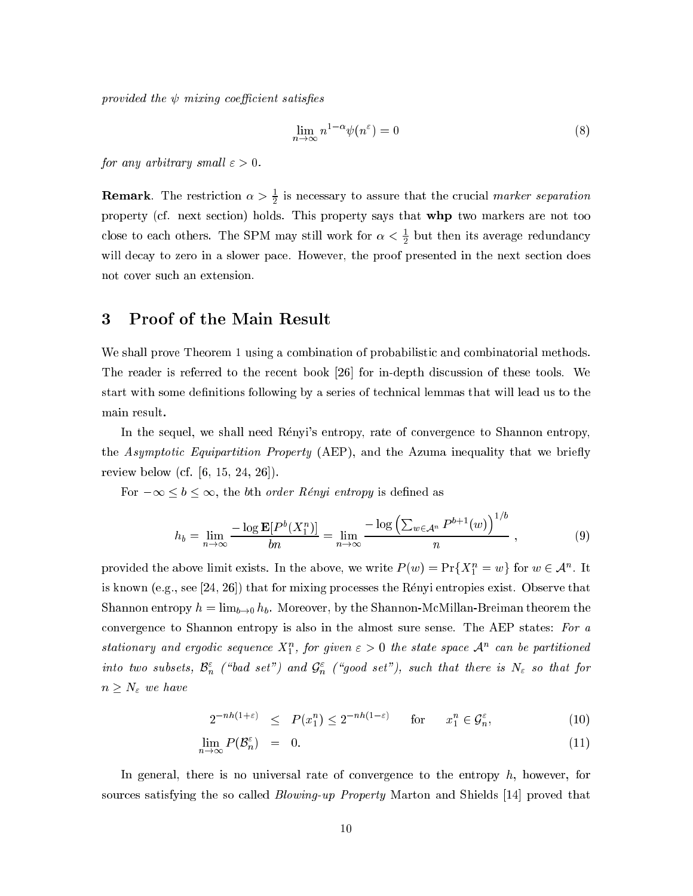*provided the $\psi$ mixing coefficient satisfies*

$$\lim_{n\to\infty} n^{1-\alpha}\psi(n^{\varepsilon}) = 0 \tag{8}$$

*for any arbitrary small $\varepsilon > 0$.*

**Remark**. The restriction $\alpha > \frac{1}{2}$ is necessary to assure that the crucial *marker separation* property (cf. next section) holds. This property says that **whp** two markers are not too close to each others. The SPM may still work for $\alpha < \frac{1}{2}$ but then its average redundancy will decay to zero in a slower pace. However, the proof presented in the next section does not cover such an extension.

# 3 Proof of the Main Result

We shall prove Theorem 1 using a combination of probabilistic and combinatorial methods. The reader is referred to the recent book [26] for in-depth discussion of these tools. We start with some definitions following by a series of technical lemmas that will lead us to the main result.

In the sequel, we shall need Rényi's entropy, rate of convergence to Shannon entropy, the *Asymptotic Equipartition Property* (AEP), and the Azuma inequality that we briefly review below (cf. [6, 15, 24, 26]).

For $-\infty \le b \le \infty$, the $b$th *order Rényi entropy* is defined as

$$h_b = \lim_{n\to\infty} \frac{-\log \mathbf{E}[P^b(X_1^n)]}{bn} = \lim_{n\to\infty} \frac{-\log\left(\sum_{w\in\mathcal{A}^n} P^{b+1}(w)\right)^{1/b}}{n}, \tag{9}$$

provided the above limit exists. In the above, we write $P(w) = \Pr\{X_1^n = w\}$ for $w \in \mathcal{A}^n$. It is known (e.g., see [24, 26]) that for mixing processes the Rényi entropies exist. Observe that Shannon entropy $h = \lim_{b\to 0} h_b$. Moreover, by the Shannon-McMillan-Breiman theorem the convergence to Shannon entropy is also in the almost sure sense. The AEP states: *For a stationary and ergodic sequence $X_1^n$, for given $\varepsilon > 0$ the state space $\mathcal{A}^n$ can be partitioned into two subsets, $\mathcal{B}_n^{\varepsilon}$ ("bad set") and $\mathcal{G}_n^{\varepsilon}$ ("good set"), such that there is $N_\varepsilon$ so that for $n \ge N_\varepsilon$ we have*

$$2^{-nh(1+\varepsilon)} \le P(x_1^n) \le 2^{-nh(1-\varepsilon)} \quad \text{for} \quad x_1^n \in \mathcal{G}_n^{\varepsilon}, \tag{10}$$

$$\lim_{n\to\infty} P(\mathcal{B}_n^{\varepsilon}) = 0. \tag{11}$$

In general, there is no universal rate of convergence to the entropy $h$, however, for sources satisfying the so called *Blowing-up Property* Marton and Shields [14] proved that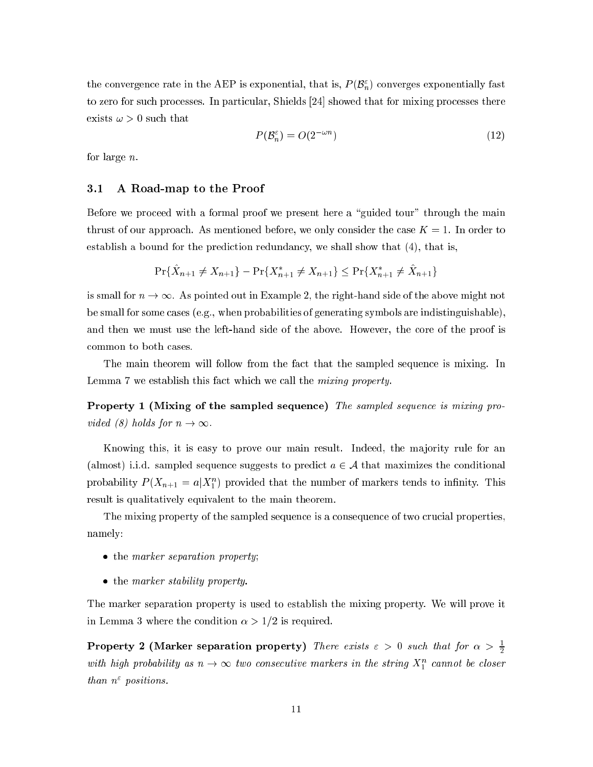the convergence rate in the AEP is exponential, that is, $P(\mathcal{B}_n^\varepsilon)$ converges exponentially fast to zero for such processes. In particular, Shields [24] showed that for mixing processes there exists $\omega > 0$ such that

$$P(\mathcal{B}_n^\varepsilon) = O(2^{-\omega n}) \tag{12}$$

for large $n$.

### 3.1 A Road-map to the Proof

Before we proceed with a formal proof we present here a "guided tour" through the main thrust of our approach. As mentioned before, we only consider the case $K = 1$. In order to establish a bound for the prediction redundancy, we shall show that (4), that is,

$$\Pr\{\hat{X}_{n+1} \neq X_{n+1}\} - \Pr\{X^*_{n+1} \neq X_{n+1}\} \leq \Pr\{X^*_{n+1} \neq \hat{X}_{n+1}\}$$

is small for $n \to \infty$. As pointed out in Example 2, the right-hand side of the above might not be small for some cases (e.g., when probabilities of generating symbols are indistinguishable), and then we must use the left-hand side of the above. However, the core of the proof is common to both cases.

The main theorem will follow from the fact that the sampled sequence is mixing. In Lemma 7 we establish this fact which we call the *mixing property*.

**Property 1 (Mixing of the sampled sequence)** *The sampled sequence is mixing provided (8) holds for $n \to \infty$.*

Knowing this, it is easy to prove our main result. Indeed, the majority rule for an (almost) i.i.d. sampled sequence suggests to predict $a \in \mathcal{A}$ that maximizes the conditional probability $P(X_{n+1} = a | X_1^n)$ provided that the number of markers tends to infinity. This result is qualitatively equivalent to the main theorem.

The mixing property of the sampled sequence is a consequence of two crucial properties, namely:

- the *marker separation property*;
- the *marker stability property*.

The marker separation property is used to establish the mixing property. We will prove it in Lemma 3 where the condition $\alpha > 1/2$ is required.

**Property 2 (Marker separation property)** *There exists $\varepsilon > 0$ such that for $\alpha > \frac{1}{2}$ with high probability as $n \to \infty$ two consecutive markers in the string $X_1^n$ cannot be closer than $n^\varepsilon$ positions.*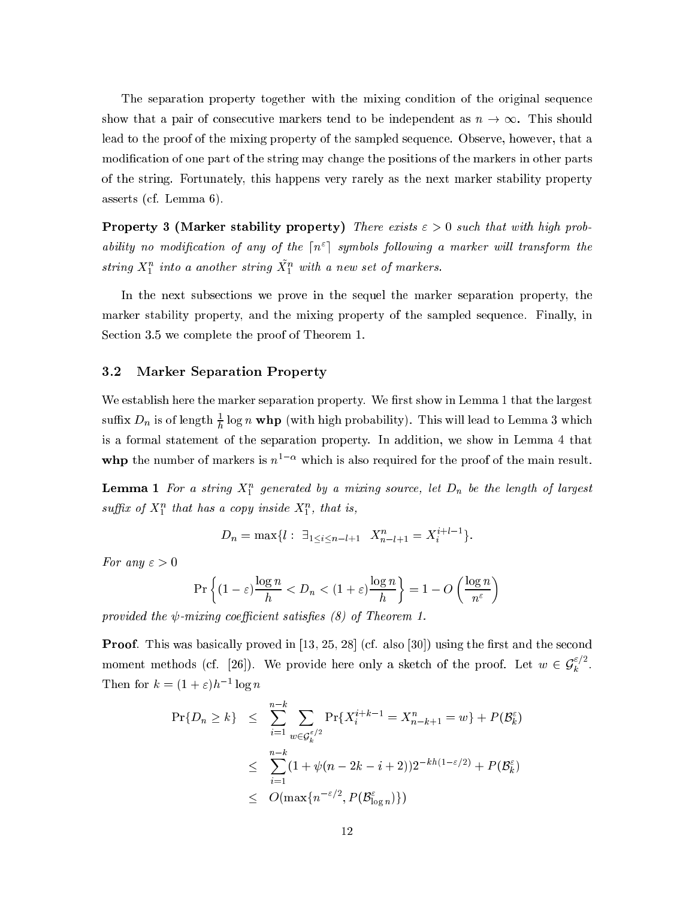The separation property together with the mixing condition of the original sequence show that a pair of consecutive markers tend to be independent as $n \to \infty$. This should lead to the proof of the mixing property of the sampled sequence. Observe, however, that a modification of one part of the string may change the positions of the markers in other parts of the string. Fortunately, this happens very rarely as the next marker stability property asserts (cf. Lemma 6).

**Property 3 (Marker stability property)** *There exists $\varepsilon > 0$ such that with high probability no modification of any of the $\lceil n^{\varepsilon} \rceil$ symbols following a marker will transform the string $X_1^n$ into a another string $\tilde{X}_1^n$ with a new set of markers.*

In the next subsections we prove in the sequel the marker separation property, the marker stability property, and the mixing property of the sampled sequence. Finally, in Section 3.5 we complete the proof of Theorem 1.

## 3.2 Marker Separation Property

We establish here the marker separation property. We first show in Lemma 1 that the largest suffix $D_n$ is of length $\frac{1}{h}\log n$ **whp** (with high probability). This will lead to Lemma 3 which is a formal statement of the separation property. In addition, we show in Lemma 4 that **whp** the number of markers is $n^{1-\alpha}$ which is also required for the proof of the main result.

**Lemma 1** *For a string $X_1^n$ generated by a mixing source, let $D_n$ be the length of largest suffix of $X_1^n$ that has a copy inside $X_1^n$, that is,*

$$D_n = \max\{l : \exists_{1 \le i \le n-l+1} \ \ X_{n-l+1}^n = X_i^{i+l-1}\}.$$

*For any $\varepsilon > 0$*

$$\Pr\left\{(1-\varepsilon)\frac{\log n}{h} < D_n < (1+\varepsilon)\frac{\log n}{h}\right\} = 1 - O\left(\frac{\log n}{n^{\varepsilon}}\right)$$

*provided the $\psi$-mixing coefficient satisfies (8) of Theorem 1.*

**Proof**. This was basically proved in [13, 25, 28] (cf. also [30]) using the first and the second moment methods (cf. [26]). We provide here only a sketch of the proof. Let $w \in \mathcal{G}_k^{\varepsilon/2}$. Then for $k = (1+\varepsilon)h^{-1}\log n$

$$\begin{aligned}
\Pr\{D_n \ge k\} &\le \sum_{i=1}^{n-k} \sum_{w \in \mathcal{G}_k^{\varepsilon/2}} \Pr\{X_i^{i+k-1} = X_{n-k+1}^n = w\} + P(\mathcal{B}_k^{\varepsilon}) \\
&\le \sum_{i=1}^{n-k} (1 + \psi(n-2k-i+2)) 2^{-kh(1-\varepsilon/2)} + P(\mathcal{B}_k^{\varepsilon}) \\
&\le O(\max\{n^{-\varepsilon/2}, P(\mathcal{B}_{\log n}^{\varepsilon})\})
\end{aligned}$$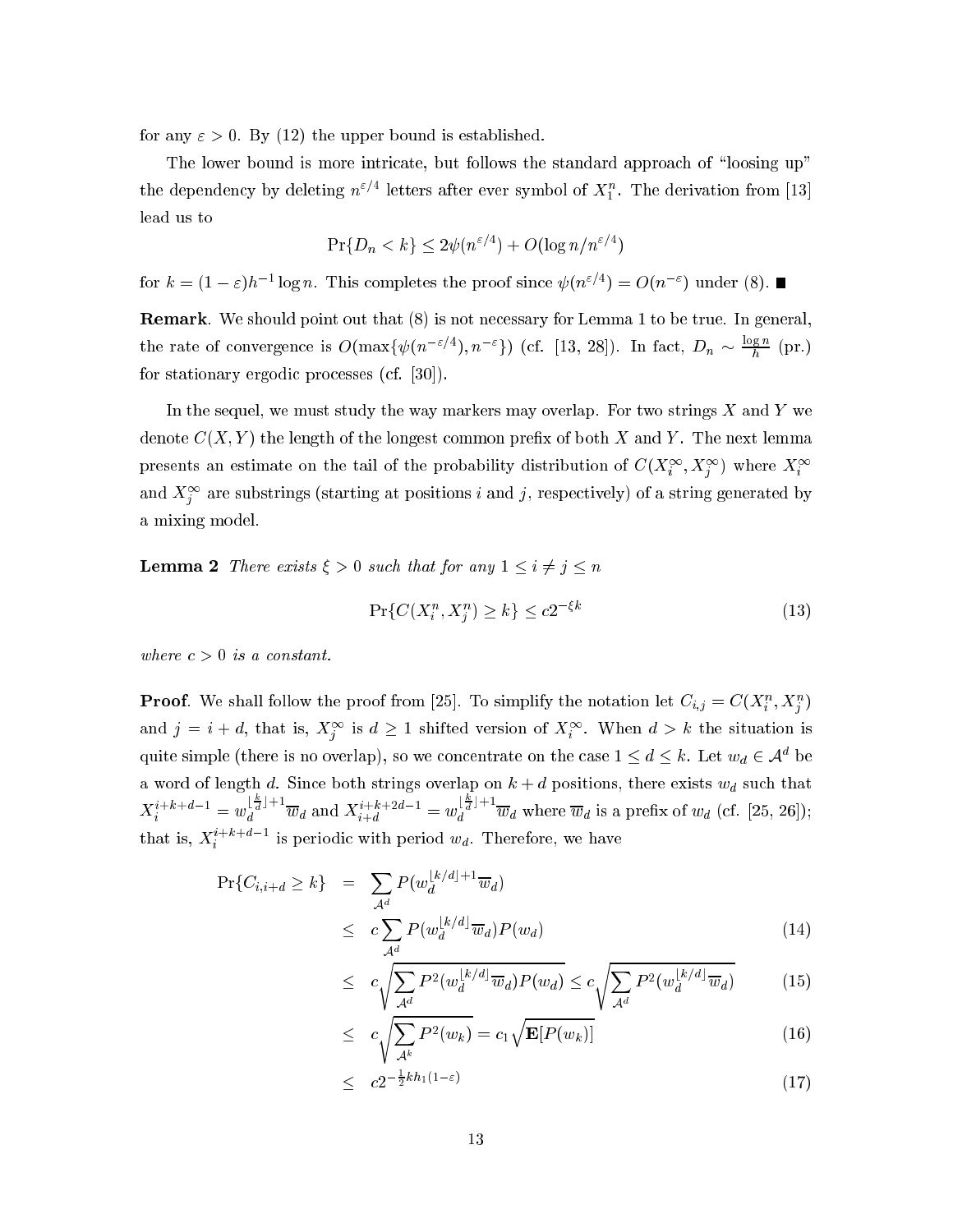for any $\varepsilon > 0$. By (12) the upper bound is established.

The lower bound is more intricate, but follows the standard approach of "loosing up" the dependency by deleting $n^{\varepsilon/4}$ letters after ever symbol of $X_1^n$. The derivation from [13] lead us to

$$\Pr\{D_n < k\} \leq 2\psi(n^{\varepsilon/4}) + O(\log n / n^{\varepsilon/4})$$

for $k = (1-\varepsilon)h^{-1}\log n$. This completes the proof since $\psi(n^{\varepsilon/4}) = O(n^{-\varepsilon})$ under (8). ■

**Remark**. We should point out that (8) is not necessary for Lemma 1 to be true. In general, the rate of convergence is $O(\max\{\psi(n^{-\varepsilon/4}), n^{-\varepsilon}\})$ (cf. [13, 28]). In fact, $D_n \sim \frac{\log n}{h}$ (pr.) for stationary ergodic processes (cf. [30]).

In the sequel, we must study the way markers may overlap. For two strings $X$ and $Y$ we denote $C(X,Y)$ the length of the longest common prefix of both $X$ and $Y$. The next lemma presents an estimate on the tail of the probability distribution of $C(X_i^\infty, X_j^\infty)$ where $X_i^\infty$ and $X_j^\infty$ are substrings (starting at positions $i$ and $j$, respectively) of a string generated by a mixing model.

**Lemma 2** *There exists $\xi > 0$ such that for any $1 \leq i \neq j \leq n$*

$$\Pr\{C(X_i^n, X_j^n) \geq k\} \leq c2^{-\xi k} \tag{13}$$

*where $c > 0$ is a constant.*

**Proof**. We shall follow the proof from [25]. To simplify the notation let $C_{i,j} = C(X_i^n, X_j^n)$ and $j = i + d$, that is, $X_j^\infty$ is $d \geq 1$ shifted version of $X_i^\infty$. When $d > k$ the situation is quite simple (there is no overlap), so we concentrate on the case $1 \leq d \leq k$. Let $w_d \in \mathcal{A}^d$ be a word of length $d$. Since both strings overlap on $k + d$ positions, there exists $w_d$ such that $X_i^{i+k+d-1} = w_d^{\lfloor \frac{k}{d} \rfloor + 1}\overline{w}_d$ and $X_{i+d}^{i+k+2d-1} = w_d^{\lfloor \frac{k}{d} \rfloor + 1}\overline{w}_d$ where $\overline{w}_d$ is a prefix of $w_d$ (cf. [25, 26]); that is, $X_i^{i+k+d-1}$ is periodic with period $w_d$. Therefore, we have

$$\begin{aligned}
\Pr\{C_{i,i+d} \geq k\} &= \sum_{\mathcal{A}^d} P(w_d^{\lfloor k/d \rfloor + 1}\overline{w}_d) \\
&\leq c\sum_{\mathcal{A}^d} P(w_d^{\lfloor k/d \rfloor}\overline{w}_d)P(w_d) && (14)\\
&\leq c\sqrt{\sum_{\mathcal{A}^d} P^2(w_d^{\lfloor k/d \rfloor}\overline{w}_d)P(w_d)} \leq c\sqrt{\sum_{\mathcal{A}^d} P^2(w_d^{\lfloor k/d \rfloor}\overline{w}_d)} && (15)\\
&\leq c\sqrt{\sum_{\mathcal{A}^k} P^2(w_k)} = c_1\sqrt{\mathbf{E}[P(w_k)]} && (16)\\
&\leq c2^{-\frac{1}{2}kh_1(1-\varepsilon)} && (17)
\end{aligned}$$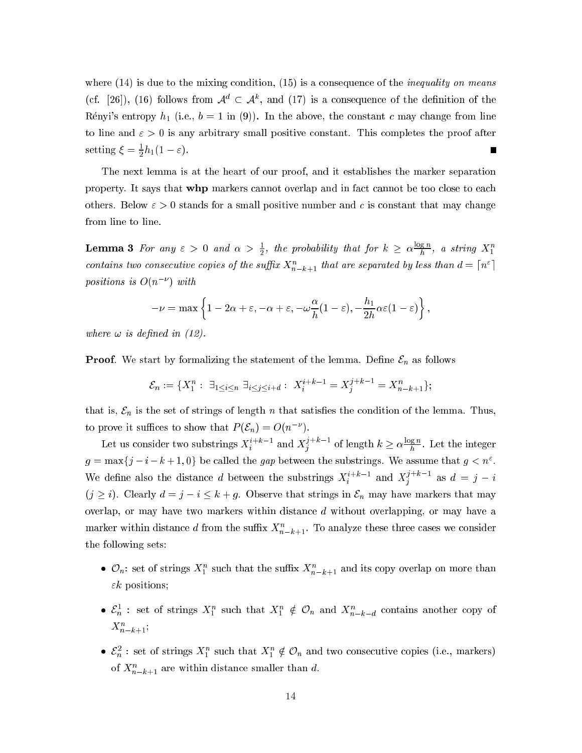where (14) is due to the mixing condition, (15) is a consequence of the *inequality on means* (cf. [26]), (16) follows from $\mathcal{A}^d \subset \mathcal{A}^k$, and (17) is a consequence of the definition of the Rényi's entropy $h_1$ (i.e., $b = 1$ in (9)). In the above, the constant $c$ may change from line to line and $\varepsilon > 0$ is any arbitrary small positive constant. This completes the proof after setting $\xi = \frac{1}{2}h_1(1-\varepsilon)$. ■

The next lemma is at the heart of our proof, and it establishes the marker separation property. It says that **whp** markers cannot overlap and in fact cannot be too close to each others. Below $\varepsilon > 0$ stands for a small positive number and $c$ is constant that may change from line to line.

**Lemma 3** *For any $\varepsilon > 0$ and $\alpha > \frac{1}{2}$, the probability that for $k \geq \alpha \frac{\log n}{h}$, a string $X_1^n$ contains two consecutive copies of the suffix $X_{n-k+1}^n$ that are separated by less than $d = \lceil n^\varepsilon \rceil$ positions is $O(n^{-\nu})$ with*

$$-\nu = \max\left\{1 - 2\alpha + \varepsilon, -\alpha + \varepsilon, -\omega\frac{\alpha}{h}(1-\varepsilon), -\frac{h_1}{2h}\alpha\varepsilon(1-\varepsilon)\right\},$$

*where $\omega$ is defined in (12).*

**Proof**. We start by formalizing the statement of the lemma. Define $\mathcal{E}_n$ as follows

$$\mathcal{E}_n := \{X_1^n : \exists_{1 \leq i \leq n} \exists_{i \leq j \leq i+d} : X_i^{i+k-1} = X_j^{j+k-1} = X_{n-k+1}^n\};$$

that is, $\mathcal{E}_n$ is the set of strings of length $n$ that satisfies the condition of the lemma. Thus, to prove it suffices to show that $P(\mathcal{E}_n) = O(n^{-\nu})$.

Let us consider two substrings $X_i^{i+k-1}$ and $X_j^{j+k-1}$ of length $k \geq \alpha\frac{\log n}{h}$. Let the integer $g = \max\{j - i - k + 1, 0\}$ be called the *gap* between the substrings. We assume that $g < n^\varepsilon$. We define also the distance $d$ between the substrings $X_i^{i+k-1}$ and $X_j^{j+k-1}$ as $d = j - i$ ($j \geq i$). Clearly $d = j - i \leq k + g$. Observe that strings in $\mathcal{E}_n$ may have markers that may overlap, or may have two markers within distance $d$ without overlapping, or may have a marker within distance $d$ from the suffix $X_{n-k+1}^n$. To analyze these three cases we consider the following sets:

- $\mathcal{O}_n$: set of strings $X_1^n$ such that the suffix $X_{n-k+1}^n$ and its copy overlap on more than $\varepsilon k$ positions;
- $\mathcal{E}_n^1$ : set of strings $X_1^n$ such that $X_1^n \notin \mathcal{O}_n$ and $X_{n-k-d}^n$ contains another copy of $X_{n-k+1}^n$;
- $\mathcal{E}_n^2$ : set of strings $X_1^n$ such that $X_1^n \notin \mathcal{O}_n$ and two consecutive copies (i.e., markers) of $X_{n-k+1}^n$ are within distance smaller than $d$.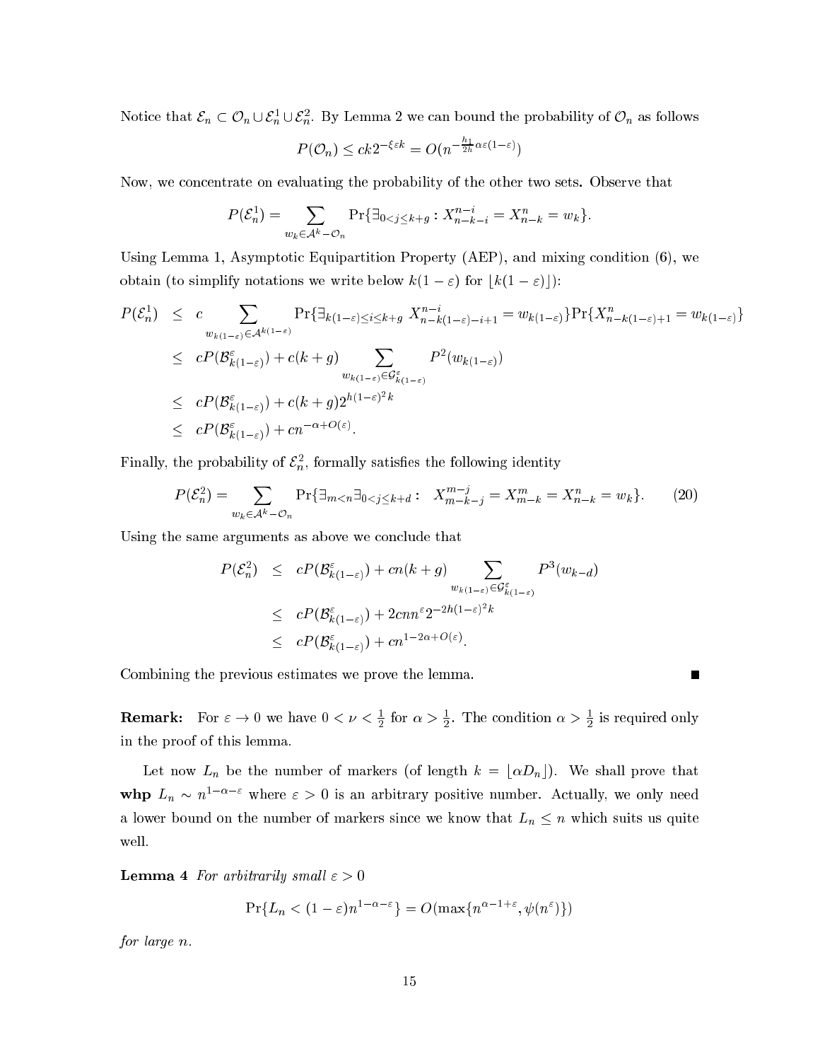Notice that $\mathcal{E}_n \subset \mathcal{O}_n \cup \mathcal{E}_n^1 \cup \mathcal{E}_n^2$. By Lemma 2 we can bound the probability of $\mathcal{O}_n$ as follows

$$P(\mathcal{O}_n) \leq ck2^{-\xi\varepsilon k} = O(n^{-\frac{h_1}{2h}\alpha\varepsilon(1-\varepsilon)})$$

Now, we concentrate on evaluating the probability of the other two sets. Observe that

$$P(\mathcal{E}_n^1) = \sum_{w_k \in \mathcal{A}^k - \mathcal{O}_n} \Pr\{\exists_{0<j\leq k+g} : X_{n-k-i}^{n-i} = X_{n-k}^n = w_k\}.$$

Using Lemma 1, Asymptotic Equipartition Property (AEP), and mixing condition (6), we obtain (to simplify notations we write below $k(1-\varepsilon)$ for $\lfloor k(1-\varepsilon)\rfloor$):

$$\begin{aligned}
P(\mathcal{E}_n^1) &\leq c \sum_{w_{k(1-\varepsilon)} \in \mathcal{A}^{k(1-\varepsilon)}} \Pr\{\exists_{k(1-\varepsilon)\leq i \leq k+g}\ X_{n-k(1-\varepsilon)-i+1}^{n-i} = w_{k(1-\varepsilon)}\} \Pr\{X_{n-k(1-\varepsilon)+1}^n = w_{k(1-\varepsilon)}\} \\
&\leq cP(\mathcal{B}_{k(1-\varepsilon)}^\varepsilon) + c(k+g) \sum_{w_{k(1-\varepsilon)} \in \mathcal{G}_{k(1-\varepsilon)}^\varepsilon} P^2(w_{k(1-\varepsilon)}) \\
&\leq cP(\mathcal{B}_{k(1-\varepsilon)}^\varepsilon) + c(k+g)2^{h(1-\varepsilon)^2 k} \\
&\leq cP(\mathcal{B}_{k(1-\varepsilon)}^\varepsilon) + cn^{-\alpha+O(\varepsilon)}.
\end{aligned}$$

Finally, the probability of $\mathcal{E}_n^2$, formally satisfies the following identity

$$P(\mathcal{E}_n^2) = \sum_{w_k \in \mathcal{A}^k - \mathcal{O}_n} \Pr\{\exists_{m<n} \exists_{0<j\leq k+d} :\ X_{m-k-j}^{m-j} = X_{m-k}^m = X_{n-k}^n = w_k\}. \tag{20}$$

Using the same arguments as above we conclude that

$$\begin{aligned}
P(\mathcal{E}_n^2) &\leq cP(\mathcal{B}_{k(1-\varepsilon)}^\varepsilon) + cn(k+g) \sum_{w_{k(1-\varepsilon)} \in \mathcal{G}_{k(1-\varepsilon)}^\varepsilon} P^3(w_{k-d}) \\
&\leq cP(\mathcal{B}_{k(1-\varepsilon)}^\varepsilon) + 2cnn^\varepsilon 2^{-2h(1-\varepsilon)^2 k} \\
&\leq cP(\mathcal{B}_{k(1-\varepsilon)}^\varepsilon) + cn^{1-2\alpha+O(\varepsilon)}.
\end{aligned}$$

Combining the previous estimates we prove the lemma. ∎

**Remark:** For $\varepsilon \to 0$ we have $0 < \nu < \frac{1}{2}$ for $\alpha > \frac{1}{2}$. The condition $\alpha > \frac{1}{2}$ is required only in the proof of this lemma.

Let now $L_n$ be the number of markers (of length $k = \lfloor \alpha D_n \rfloor$). We shall prove that **whp** $L_n \sim n^{1-\alpha-\varepsilon}$ where $\varepsilon > 0$ is an arbitrary positive number. Actually, we only need a lower bound on the number of markers since we know that $L_n \leq n$ which suits us quite well.

**Lemma 4** *For arbitrarily small* $\varepsilon > 0$

$$\Pr\{L_n < (1-\varepsilon)n^{1-\alpha-\varepsilon}\} = O(\max\{n^{\alpha-1+\varepsilon}, \psi(n^\varepsilon)\})$$

*for large* $n$.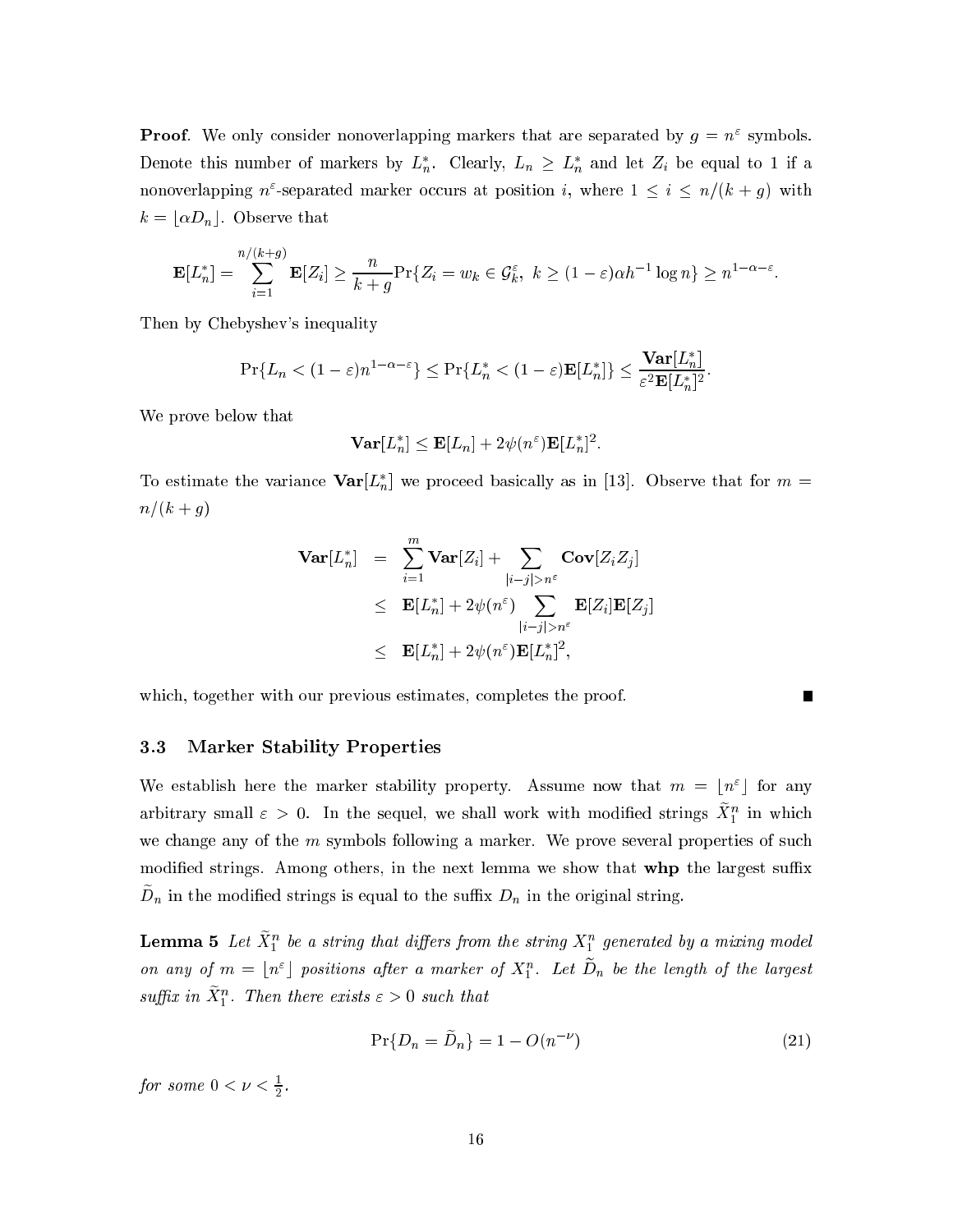**Proof**. We only consider nonoverlapping markers that are separated by $g = n^\varepsilon$ symbols. Denote this number of markers by $L_n^*$. Clearly, $L_n \geq L_n^*$ and let $Z_i$ be equal to 1 if a nonoverlapping $n^\varepsilon$-separated marker occurs at position $i$, where $1 \leq i \leq n/(k+g)$ with $k = \lfloor \alpha D_n \rfloor$. Observe that

$$\mathbf{E}[L_n^*] = \sum_{i=1}^{n/(k+g)} \mathbf{E}[Z_i] \geq \frac{n}{k+g} \Pr\{Z_i = w_k \in \mathcal{G}_k^\varepsilon,\ k \geq (1-\varepsilon)\alpha h^{-1} \log n\} \geq n^{1-\alpha-\varepsilon}.$$

Then by Chebyshev's inequality

$$\Pr\{L_n < (1-\varepsilon) n^{1-\alpha-\varepsilon}\} \leq \Pr\{L_n^* < (1-\varepsilon)\mathbf{E}[L_n^*]\} \leq \frac{\mathbf{Var}[L_n^*]}{\varepsilon^2 \mathbf{E}[L_n^*]^2}.$$

We prove below that

$$\mathbf{Var}[L_n^*] \leq \mathbf{E}[L_n] + 2\psi(n^\varepsilon)\mathbf{E}[L_n^*]^2.$$

To estimate the variance $\mathbf{Var}[L_n^*]$ we proceed basically as in [13]. Observe that for $m = n/(k+g)$

$$\begin{aligned}
\mathbf{Var}[L_n^*] &= \sum_{i=1}^{m} \mathbf{Var}[Z_i] + \sum_{|i-j|>n^\varepsilon} \mathbf{Cov}[Z_i Z_j] \\
&\leq \mathbf{E}[L_n^*] + 2\psi(n^\varepsilon) \sum_{|i-j|>n^\varepsilon} \mathbf{E}[Z_i]\mathbf{E}[Z_j] \\
&\leq \mathbf{E}[L_n^*] + 2\psi(n^\varepsilon)\mathbf{E}[L_n^*]^2,
\end{aligned}$$

which, together with our previous estimates, completes the proof. ∎

### 3.3 Marker Stability Properties

We establish here the marker stability property. Assume now that $m = \lfloor n^\varepsilon \rfloor$ for any arbitrary small $\varepsilon > 0$. In the sequel, we shall work with modified strings $\widetilde{X}_1^n$ in which we change any of the $m$ symbols following a marker. We prove several properties of such modified strings. Among others, in the next lemma we show that **whp** the largest suffix $\widetilde{D}_n$ in the modified strings is equal to the suffix $D_n$ in the original string.

**Lemma 5** *Let $\widetilde{X}_1^n$ be a string that differs from the string $X_1^n$ generated by a mixing model on any of $m = \lfloor n^\varepsilon \rfloor$ positions after a marker of $X_1^n$. Let $\widetilde{D}_n$ be the length of the largest suffix in $\widetilde{X}_1^n$. Then there exists $\varepsilon > 0$ such that*

$$\Pr\{D_n = \widetilde{D}_n\} = 1 - O(n^{-\nu}) \tag{21}$$

*for some $0 < \nu < \frac{1}{2}$.*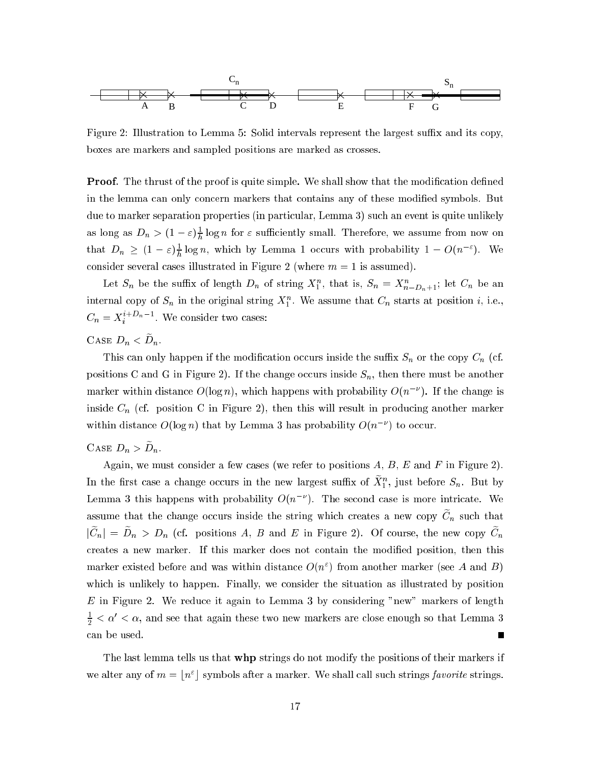Figure 2: Illustration to Lemma 5: Solid intervals represent the largest suffix and its copy, boxes are markers and sampled positions are marked as crosses.

**Proof**. The thrust of the proof is quite simple. We shall show that the modification defined in the lemma can only concern markers that contains any of these modified symbols. But due to marker separation properties (in particular, Lemma 3) such an event is quite unlikely as long as $D_n > (1-\varepsilon)\frac{1}{h}\log n$ for $\varepsilon$ sufficiently small. Therefore, we assume from now on that $D_n \geq (1-\varepsilon)\frac{1}{h}\log n$, which by Lemma 1 occurs with probability $1 - O(n^{-\varepsilon})$. We consider several cases illustrated in Figure 2 (where $m = 1$ is assumed).

Let $S_n$ be the suffix of length $D_n$ of string $X_1^n$, that is, $S_n = X_{n-D_n+1}^n$; let $C_n$ be an internal copy of $S_n$ in the original string $X_1^n$. We assume that $C_n$ starts at position $i$, i.e., $C_n = X_i^{i+D_n-1}$. We consider two cases:

Case $D_n < \widetilde{D}_n$.

This can only happen if the modification occurs inside the suffix $S_n$ or the copy $C_n$ (cf. positions C and G in Figure 2). If the change occurs inside $S_n$, then there must be another marker within distance $O(\log n)$, which happens with probability $O(n^{-\nu})$. If the change is inside $C_n$ (cf. position C in Figure 2), then this will result in producing another marker within distance $O(\log n)$ that by Lemma 3 has probability $O(n^{-\nu})$ to occur.

Case $D_n > \widetilde{D}_n$.

Again, we must consider a few cases (we refer to positions $A$, $B$, $E$ and $F$ in Figure 2). In the first case a change occurs in the new largest suffix of $\widetilde{X}_1^n$, just before $S_n$. But by Lemma 3 this happens with probability $O(n^{-\nu})$. The second case is more intricate. We assume that the change occurs inside the string which creates a new copy $\widetilde{C}_n$ such that $|\widetilde{C}_n| = \widetilde{D}_n > D_n$ (cf. positions $A$, $B$ and $E$ in Figure 2). Of course, the new copy $\widetilde{C}_n$ creates a new marker. If this marker does not contain the modified position, then this marker existed before and was within distance $O(n^{\varepsilon})$ from another marker (see $A$ and $B$) which is unlikely to happen. Finally, we consider the situation as illustrated by position $E$ in Figure 2. We reduce it again to Lemma 3 by considering "new" markers of length $\frac{1}{2} < \alpha' < \alpha$, and see that again these two new markers are close enough so that Lemma 3 can be used. ■

The last lemma tells us that **whp** strings do not modify the positions of their markers if we alter any of $m = \lfloor n^{\varepsilon} \rfloor$ symbols after a marker. We shall call such strings *favorite* strings.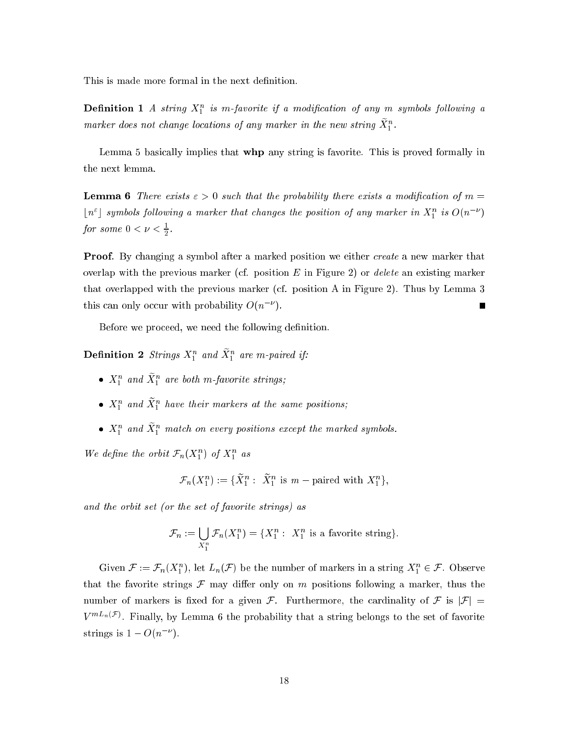This is made more formal in the next definition.

**Definition 1** *A string $X_1^n$ is m-favorite if a modification of any $m$ symbols following a marker does not change locations of any marker in the new string $\widetilde{X}_1^n$.*

Lemma 5 basically implies that **whp** any string is favorite. This is proved formally in the next lemma.

**Lemma 6** *There exists $\varepsilon > 0$ such that the probability there exists a modification of $m = \lfloor n^\varepsilon \rfloor$ symbols following a marker that changes the position of any marker in $X_1^n$ is $O(n^{-\nu})$ for some $0 < \nu < \frac{1}{2}$.*

**Proof**. By changing a symbol after a marked position we either *create* a new marker that overlap with the previous marker (cf. position $E$ in Figure 2) or *delete* an existing marker that overlapped with the previous marker (cf. position A in Figure 2). Thus by Lemma 3 this can only occur with probability $O(n^{-\nu})$. ∎

Before we proceed, we need the following definition.

**Definition 2** *Strings $X_1^n$ and $\widetilde{X}_1^n$ are m-paired if:*

- *$X_1^n$ and $\widetilde{X}_1^n$ are both m-favorite strings;*
- *$X_1^n$ and $\widetilde{X}_1^n$ have their markers at the same positions;*
- *$X_1^n$ and $\widetilde{X}_1^n$ match on every positions except the marked symbols.*

*We define the orbit $\mathcal{F}_n(X_1^n)$ of $X_1^n$ as*

$$\mathcal{F}_n(X_1^n) := \{\widetilde{X}_1^n : \ \widetilde{X}_1^n \text{ is } m-\text{paired with } X_1^n\},$$

*and the orbit set (or the set of favorite strings) as*

$$\mathcal{F}_n := \bigcup_{X_1^n} \mathcal{F}_n(X_1^n) = \{X_1^n : \ X_1^n \text{ is a favorite string}\}.$$

Given $\mathcal{F} := \mathcal{F}_n(X_1^n)$, let $L_n(\mathcal{F})$ be the number of markers in a string $X_1^n \in \mathcal{F}$. Observe that the favorite strings $\mathcal{F}$ may differ only on $m$ positions following a marker, thus the number of markers is fixed for a given $\mathcal{F}$. Furthermore, the cardinality of $\mathcal{F}$ is $|\mathcal{F}| = V^{mL_n(\mathcal{F})}$. Finally, by Lemma 6 the probability that a string belongs to the set of favorite strings is $1 - O(n^{-\nu})$.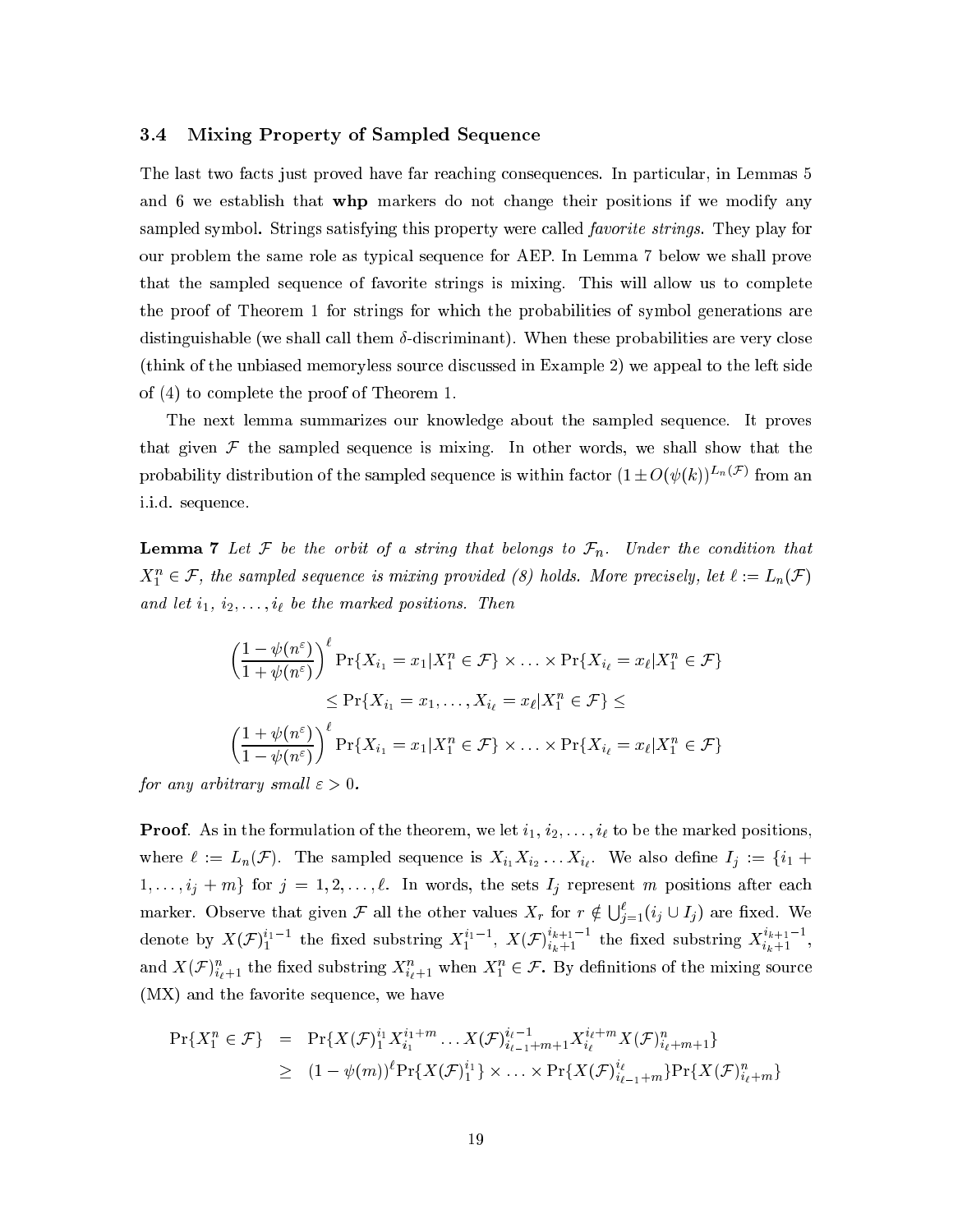### 3.4 Mixing Property of Sampled Sequence

The last two facts just proved have far reaching consequences. In particular, in Lemmas 5 and 6 we establish that **whp** markers do not change their positions if we modify any sampled symbol**.** Strings satisfying this property were called *favorite strings*. They play for our problem the same role as typical sequence for AEP. In Lemma 7 below we shall prove that the sampled sequence of favorite strings is mixing. This will allow us to complete the proof of Theorem 1 for strings for which the probabilities of symbol generations are distinguishable (we shall call them $\delta$-discriminant). When these probabilities are very close (think of the unbiased memoryless source discussed in Example 2) we appeal to the left side of (4) to complete the proof of Theorem 1.

The next lemma summarizes our knowledge about the sampled sequence. It proves that given $\mathcal{F}$ the sampled sequence is mixing. In other words, we shall show that the probability distribution of the sampled sequence is within factor $(1 \pm O(\psi(k))^{L_n(\mathcal{F})}$ from an i.i.d. sequence.

**Lemma 7** *Let $\mathcal{F}$ be the orbit of a string that belongs to $\mathcal{F}_n$. Under the condition that $X_1^n \in \mathcal{F}$, the sampled sequence is mixing provided (8) holds. More precisely, let $\ell := L_n(\mathcal{F})$ and let $i_1, i_2, \ldots, i_\ell$ be the marked positions. Then*

$$
\begin{aligned}
\left(\frac{1-\psi(n^\varepsilon)}{1+\psi(n^\varepsilon)}\right)^\ell & \Pr\{X_{i_1} = x_1 | X_1^n \in \mathcal{F}\} \times \ldots \times \Pr\{X_{i_\ell} = x_\ell | X_1^n \in \mathcal{F}\} \\
& \leq \Pr\{X_{i_1} = x_1, \ldots, X_{i_\ell} = x_\ell | X_1^n \in \mathcal{F}\} \leq \\
\left(\frac{1+\psi(n^\varepsilon)}{1-\psi(n^\varepsilon)}\right)^\ell & \Pr\{X_{i_1} = x_1 | X_1^n \in \mathcal{F}\} \times \ldots \times \Pr\{X_{i_\ell} = x_\ell | X_1^n \in \mathcal{F}\}
\end{aligned}
$$

*for any arbitrary small $\varepsilon > 0$.*

**Proof**. As in the formulation of the theorem, we let $i_1, i_2, \ldots, i_\ell$ to be the marked positions, where $\ell := L_n(\mathcal{F})$. The sampled sequence is $X_{i_1} X_{i_2} \ldots X_{i_\ell}$. We also define $I_j := \{i_1 + 1, \ldots, i_j + m\}$ for $j = 1, 2, \ldots, \ell$. In words, the sets $I_j$ represent $m$ positions after each marker. Observe that given $\mathcal{F}$ all the other values $X_r$ for $r \notin \bigcup_{j=1}^\ell (i_j \cup I_j)$ are fixed. We denote by $X(\mathcal{F})_1^{i_1-1}$ the fixed substring $X_1^{i_1-1}$, $X(\mathcal{F})_{i_k+1}^{i_{k+1}-1}$ the fixed substring $X_{i_k+1}^{i_{k+1}-1}$, and $X(\mathcal{F})_{i_\ell+1}^n$ the fixed substring $X_{i_\ell+1}^n$ when $X_1^n \in \mathcal{F}$. By definitions of the mixing source (MX) and the favorite sequence, we have

$$
\begin{aligned}
\Pr\{X_1^n \in \mathcal{F}\} &= \Pr\{X(\mathcal{F})_1^{i_1} X_{i_1}^{i_1+m} \ldots X(\mathcal{F})_{i_{\ell-1}+m+1}^{i_\ell - 1} X_{i_\ell}^{i_\ell+m} X(\mathcal{F})_{i_\ell+m+1}^n\} \\
&\geq (1-\psi(m))^\ell \Pr\{X(\mathcal{F})_1^{i_1}\} \times \ldots \times \Pr\{X(\mathcal{F})_{i_{\ell-1}+m}^{i_\ell}\} \Pr\{X(\mathcal{F})_{i_\ell+m}^n\}
\end{aligned}
$$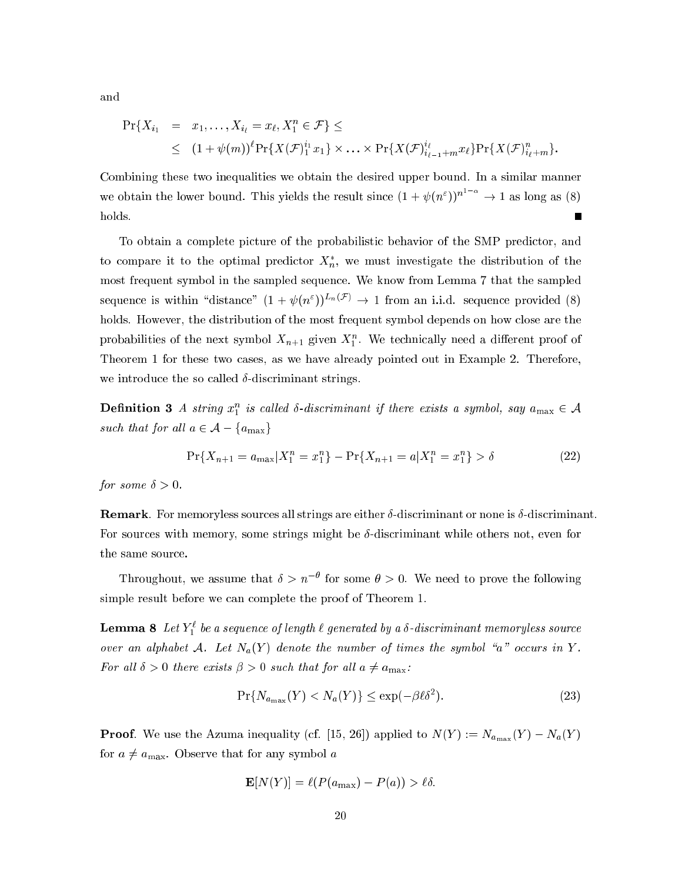and

$$
\begin{aligned}
\Pr\{X_{i_1} &= x_1, \ldots, X_{i_\ell} = x_\ell, X_1^n \in \mathcal{F}\} \leq \\
&\leq (1+\psi(m))^\ell \Pr\{X(\mathcal{F})_1^{i_1} x_1\} \times \ldots \times \Pr\{X(\mathcal{F})_{i_{\ell-1}+m}^{i_\ell} x_\ell\} \Pr\{X(\mathcal{F})_{i_\ell+m}^n\}.
\end{aligned}
$$

Combining these two inequalities we obtain the desired upper bound. In a similar manner we obtain the lower bound. This yields the result since $(1+\psi(n^\varepsilon))^{n^{1-\alpha}} \to 1$ as long as (8) holds. ■

To obtain a complete picture of the probabilistic behavior of the SMP predictor, and to compare it to the optimal predictor $X_n^*$, we must investigate the distribution of the most frequent symbol in the sampled sequence. We know from Lemma 7 that the sampled sequence is within "distance" $(1+\psi(n^\varepsilon))^{L_n(\mathcal{F})} \to 1$ from an i.i.d. sequence provided (8) holds. However, the distribution of the most frequent symbol depends on how close are the probabilities of the next symbol $X_{n+1}$ given $X_1^n$. We technically need a different proof of Theorem 1 for these two cases, as we have already pointed out in Example 2. Therefore, we introduce the so called $\delta$-discriminant strings.

**Definition 3** *A string $x_1^n$ is called $\delta$-discriminant if there exists a symbol, say $a_{\max} \in \mathcal{A}$ such that for all $a \in \mathcal{A} - \{a_{\max}\}$*

$$
\Pr\{X_{n+1} = a_{\max} | X_1^n = x_1^n\} - \Pr\{X_{n+1} = a | X_1^n = x_1^n\} > \delta \tag{22}
$$

*for some $\delta > 0$.*

**Remark**. For memoryless sources all strings are either $\delta$-discriminant or none is $\delta$-discriminant. For sources with memory, some strings might be $\delta$-discriminant while others not, even for the same source.

Throughout, we assume that $\delta > n^{-\theta}$ for some $\theta > 0$. We need to prove the following simple result before we can complete the proof of Theorem 1.

**Lemma 8** *Let $Y_1^\ell$ be a sequence of length $\ell$ generated by a $\delta$-discriminant memoryless source over an alphabet $\mathcal{A}$. Let $N_a(Y)$ denote the number of times the symbol "$a$" occurs in $Y$. For all $\delta > 0$ there exists $\beta > 0$ such that for all $a \neq a_{\max}$:*

$$
\Pr\{N_{a_{\max}}(Y) < N_a(Y)\} \leq \exp(-\beta \ell \delta^2). \tag{23}
$$

**Proof**. We use the Azuma inequality (cf. [15, 26]) applied to $N(Y) := N_{a_{\max}}(Y) - N_a(Y)$ for $a \neq a_{\max}$. Observe that for any symbol $a$

$$
\mathbf{E}[N(Y)] = \ell(P(a_{\max}) - P(a)) > \ell\delta.
$$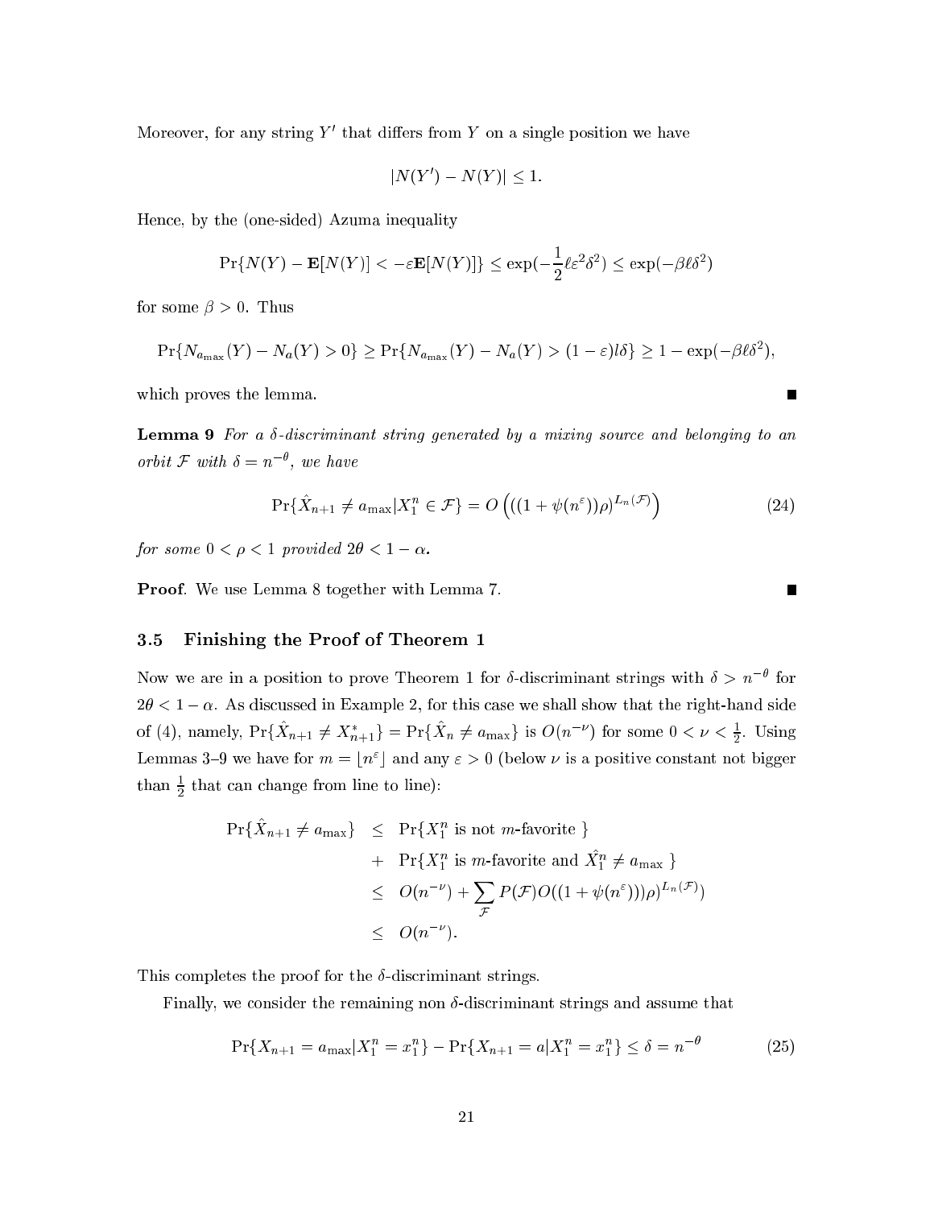Moreover, for any string $Y'$ that differs from $Y$ on a single position we have

$$|N(Y') - N(Y)| \leq 1.$$

Hence, by the (one-sided) Azuma inequality

$$\Pr\{N(Y) - \mathbf{E}[N(Y)] < -\varepsilon \mathbf{E}[N(Y)]\} \leq \exp(-\frac{1}{2}\ell\varepsilon^2\delta^2) \leq \exp(-\beta\ell\delta^2)$$

for some $\beta > 0$. Thus

$$\Pr\{N_{a_{\max}}(Y) - N_a(Y) > 0\} \geq \Pr\{N_{a_{\max}}(Y) - N_a(Y) > (1-\varepsilon)l\delta\} \geq 1 - \exp(-\beta\ell\delta^2),$$

which proves the lemma. ∎

**Lemma 9** *For a $\delta$-discriminant string generated by a mixing source and belonging to an orbit $\mathcal{F}$ with $\delta = n^{-\theta}$, we have*

$$\Pr\{\hat{X}_{n+1} \neq a_{\max} | X_1^n \in \mathcal{F}\} = O\left(((1 + \psi(n^\varepsilon))\rho)^{L_n(\mathcal{F})}\right) \tag{24}$$

*for some $0 < \rho < 1$ provided $2\theta < 1 - \alpha$.*

**Proof**. We use Lemma 8 together with Lemma 7. ∎

### 3.5 Finishing the Proof of Theorem 1

Now we are in a position to prove Theorem 1 for $\delta$-discriminant strings with $\delta > n^{-\theta}$ for $2\theta < 1 - \alpha$. As discussed in Example 2, for this case we shall show that the right-hand side of (4), namely, $\Pr\{\hat{X}_{n+1} \neq X^*_{n+1}\} = \Pr\{\hat{X}_n \neq a_{\max}\}$ is $O(n^{-\nu})$ for some $0 < \nu < \frac{1}{2}$. Using Lemmas 3–9 we have for $m = \lfloor n^\varepsilon \rfloor$ and any $\varepsilon > 0$ (below $\nu$ is a positive constant not bigger than $\frac{1}{2}$ that can change from line to line):

$$\begin{aligned}
\Pr\{\hat{X}_{n+1} \neq a_{\max}\} &\leq \Pr\{X_1^n \text{ is not } m\text{-favorite }\} \\
&+ \Pr\{X_1^n \text{ is } m\text{-favorite and } \hat{X}_1^n \neq a_{\max} \} \\
&\leq O(n^{-\nu}) + \sum_{\mathcal{F}} P(\mathcal{F}) O(((1 + \psi(n^\varepsilon)))\rho)^{L_n(\mathcal{F})}) \\
&\leq O(n^{-\nu}).
\end{aligned}$$

This completes the proof for the $\delta$-discriminant strings.

Finally, we consider the remaining non $\delta$-discriminant strings and assume that

$$\Pr\{X_{n+1} = a_{\max} | X_1^n = x_1^n\} - \Pr\{X_{n+1} = a | X_1^n = x_1^n\} \leq \delta = n^{-\theta} \tag{25}$$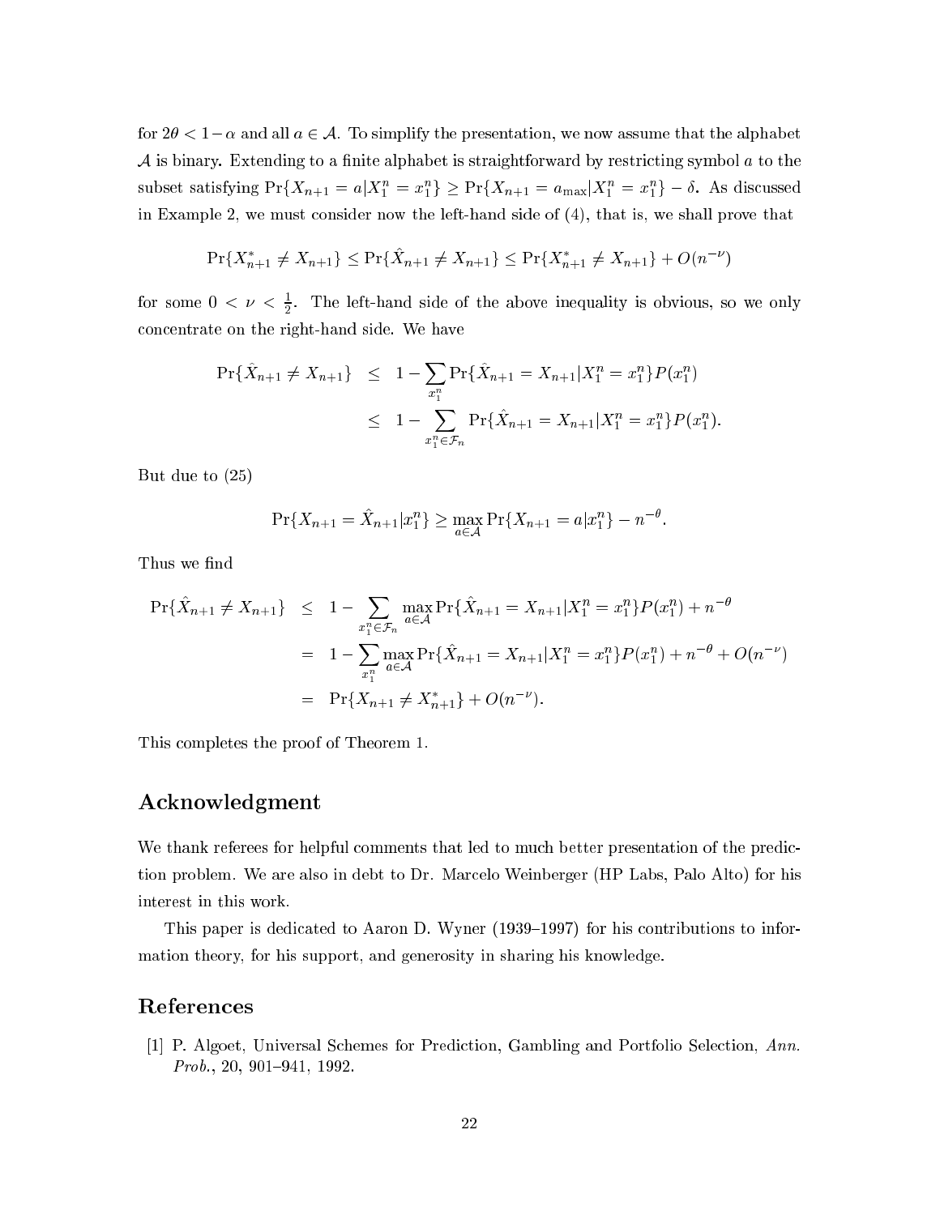for $2\theta < 1-\alpha$ and all $a \in \mathcal{A}$. To simplify the presentation, we now assume that the alphabet $\mathcal{A}$ is binary. Extending to a finite alphabet is straightforward by restricting symbol $a$ to the subset satisfying $\Pr\{X_{n+1} = a | X_1^n = x_1^n\} \geq \Pr\{X_{n+1} = a_{\max} | X_1^n = x_1^n\} - \delta$. As discussed in Example 2, we must consider now the left-hand side of (4), that is, we shall prove that

$$\Pr\{X^*_{n+1} \neq X_{n+1}\} \leq \Pr\{\hat{X}_{n+1} \neq X_{n+1}\} \leq \Pr\{X^*_{n+1} \neq X_{n+1}\} + O(n^{-\nu})$$

for some $0 < \nu < \frac{1}{2}$. The left-hand side of the above inequality is obvious, so we only concentrate on the right-hand side. We have

$$\begin{aligned}
\Pr\{\hat{X}_{n+1} \neq X_{n+1}\} &\leq 1 - \sum_{x_1^n} \Pr\{\hat{X}_{n+1} = X_{n+1} | X_1^n = x_1^n\} P(x_1^n) \\
&\leq 1 - \sum_{x_1^n \in \mathcal{F}_n} \Pr\{\hat{X}_{n+1} = X_{n+1} | X_1^n = x_1^n\} P(x_1^n).
\end{aligned}$$

But due to (25)

$$\Pr\{X_{n+1} = \hat{X}_{n+1} | x_1^n\} \geq \max_{a \in \mathcal{A}} \Pr\{X_{n+1} = a | x_1^n\} - n^{-\theta}.$$

Thus we find

$$\begin{aligned}
\Pr\{\hat{X}_{n+1} \neq X_{n+1}\} &\leq 1 - \sum_{x_1^n \in \mathcal{F}_n} \max_{a \in \mathcal{A}} \Pr\{\hat{X}_{n+1} = X_{n+1} | X_1^n = x_1^n\} P(x_1^n) + n^{-\theta} \\
&= 1 - \sum_{x_1^n} \max_{a \in \mathcal{A}} \Pr\{\hat{X}_{n+1} = X_{n+1} | X_1^n = x_1^n\} P(x_1^n) + n^{-\theta} + O(n^{-\nu}) \\
&= \Pr\{X_{n+1} \neq X^*_{n+1}\} + O(n^{-\nu}).
\end{aligned}$$

This completes the proof of Theorem 1.

## Acknowledgment

We thank referees for helpful comments that led to much better presentation of the prediction problem. We are also in debt to Dr. Marcelo Weinberger (HP Labs, Palo Alto) for his interest in this work.

This paper is dedicated to Aaron D. Wyner (1939–1997) for his contributions to information theory, for his support, and generosity in sharing his knowledge.

## References

[1] P. Algoet, Universal Schemes for Prediction, Gambling and Portfolio Selection, *Ann. Prob.*, 20, 901–941, 1992.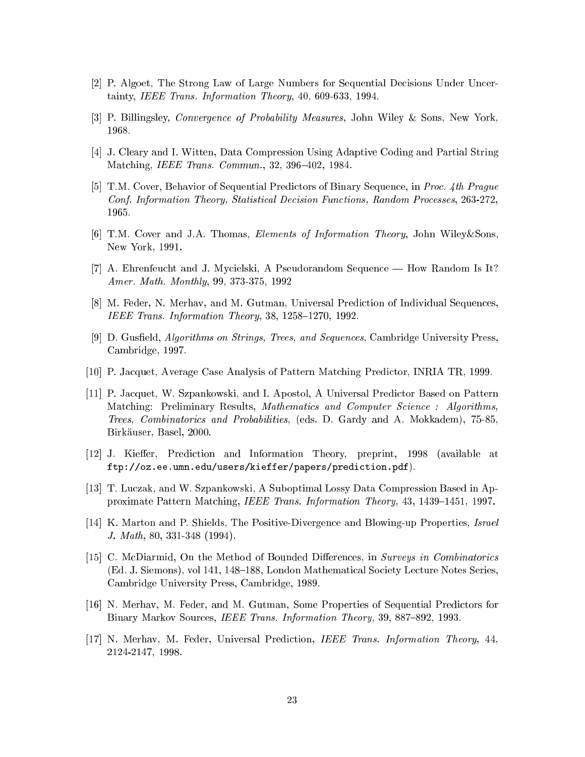[2] P. Algoet, The Strong Law of Large Numbers for Sequential Decisions Under Uncertainty, *IEEE Trans. Information Theory*, 40, 609-633, 1994.

[3] P. Billingsley, *Convergence of Probability Measures*, John Wiley & Sons, New York, 1968.

[4] J. Cleary and I. Witten, Data Compression Using Adaptive Coding and Partial String Matching, *IEEE Trans. Commun.*, 32, 396–402, 1984.

[5] T.M. Cover, Behavior of Sequential Predictors of Binary Sequence, in *Proc. 4th Prague Conf. Information Theory, Statistical Decision Functions, Random Processes*, 263-272, 1965.

[6] T.M. Cover and J.A. Thomas, *Elements of Information Theory*, John Wiley&Sons, New York, 1991.

[7] A. Ehrenfeucht and J. Mycielski, A Pseudorandom Sequence — How Random Is It? *Amer. Math. Monthly*, 99, 373-375, 1992

[8] M. Feder, N. Merhav, and M. Gutman, Universal Prediction of Individual Sequences, *IEEE Trans. Information Theory*, 38, 1258–1270, 1992.

[9] D. Gusfield, *Algorithms on Strings, Trees, and Sequences*, Cambridge University Press, Cambridge, 1997.

[10] P. Jacquet, Average Case Analysis of Pattern Matching Predictor, INRIA TR, 1999.

[11] P. Jacquet, W. Szpankowski, and I. Apostol, A Universal Predictor Based on Pattern Matching: Preliminary Results, *Mathematics and Computer Science : Algorithms, Trees, Combinatorics and Probabilities*, (eds. D. Gardy and A. Mokkadem), 75-85, Birkäuser, Basel, 2000.

[12] J. Kieffer, Prediction and Information Theory, preprint, 1998 (available at `ftp://oz.ee.umn.edu/users/kieffer/papers/prediction.pdf`).

[13] T. Luczak, and W. Szpankowski, A Suboptimal Lossy Data Compression Based in Approximate Pattern Matching, *IEEE Trans. Information Theory*, 43, 1439–1451, 1997.

[14] K. Marton and P. Shields, The Positive-Divergence and Blowing-up Properties, *Israel J. Math*, 80, 331-348 (1994).

[15] C. McDiarmid, On the Method of Bounded Differences, in *Surveys in Combinatorics* (Ed. J. Siemons), vol 141, 148–188, London Mathematical Society Lecture Notes Series, Cambridge University Press, Cambridge, 1989.

[16] N. Merhav, M. Feder, and M. Gutman, Some Properties of Sequential Predictors for Binary Markov Sources, *IEEE Trans. Information Theory*, 39, 887–892, 1993.

[17] N. Merhav, M. Feder, Universal Prediction, *IEEE Trans. Information Theory*, 44, 2124-2147, 1998.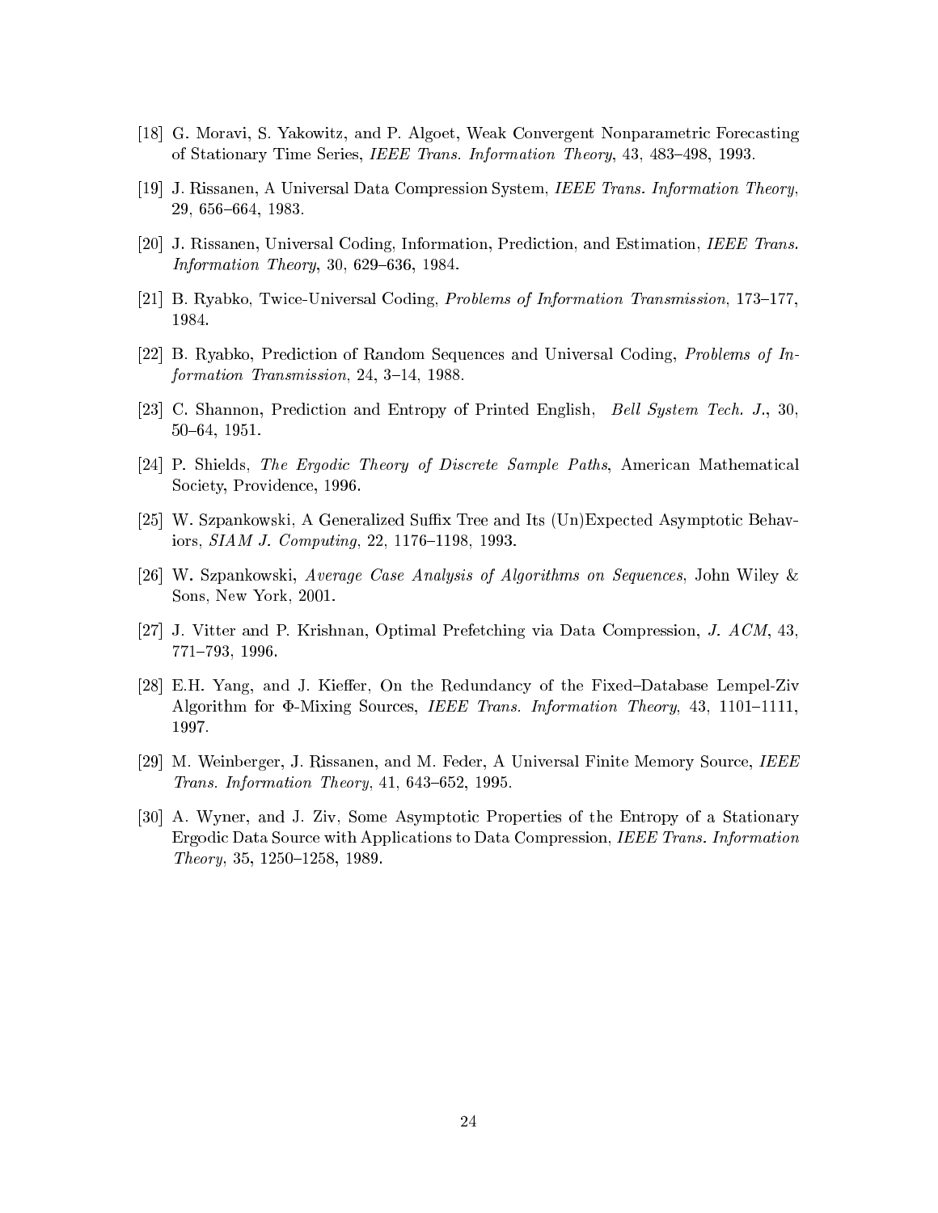[18] G. Moravi, S. Yakowitz, and P. Algoet, Weak Convergent Nonparametric Forecasting of Stationary Time Series, *IEEE Trans. Information Theory*, 43, 483–498, 1993.

[19] J. Rissanen, A Universal Data Compression System, *IEEE Trans. Information Theory*, 29, 656–664, 1983.

[20] J. Rissanen, Universal Coding, Information, Prediction, and Estimation, *IEEE Trans. Information Theory*, 30, 629–636, 1984.

[21] B. Ryabko, Twice-Universal Coding, *Problems of Information Transmission*, 173–177, 1984.

[22] B. Ryabko, Prediction of Random Sequences and Universal Coding, *Problems of Information Transmission*, 24, 3–14, 1988.

[23] C. Shannon, Prediction and Entropy of Printed English, *Bell System Tech. J.*, 30, 50–64, 1951.

[24] P. Shields, *The Ergodic Theory of Discrete Sample Paths*, American Mathematical Society, Providence, 1996.

[25] W. Szpankowski, A Generalized Suffix Tree and Its (Un)Expected Asymptotic Behaviors, *SIAM J. Computing*, 22, 1176–1198, 1993.

[26] W. Szpankowski, *Average Case Analysis of Algorithms on Sequences*, John Wiley & Sons, New York, 2001.

[27] J. Vitter and P. Krishnan, Optimal Prefetching via Data Compression, *J. ACM*, 43, 771–793, 1996.

[28] E.H. Yang, and J. Kieffer, On the Redundancy of the Fixed–Database Lempel-Ziv Algorithm for Φ-Mixing Sources, *IEEE Trans. Information Theory*, 43, 1101–1111, 1997.

[29] M. Weinberger, J. Rissanen, and M. Feder, A Universal Finite Memory Source, *IEEE Trans. Information Theory*, 41, 643–652, 1995.

[30] A. Wyner, and J. Ziv, Some Asymptotic Properties of the Entropy of a Stationary Ergodic Data Source with Applications to Data Compression, *IEEE Trans. Information Theory*, 35, 1250–1258, 1989.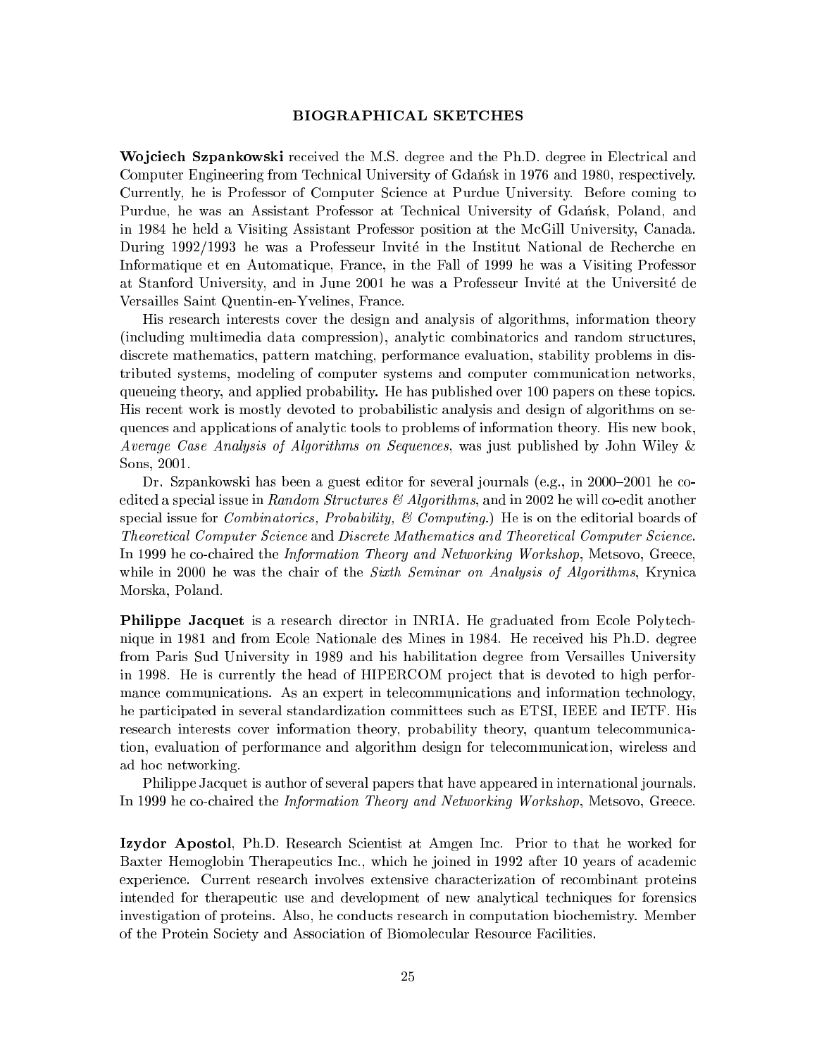## BIOGRAPHICAL SKETCHES

**Wojciech Szpankowski** received the M.S. degree and the Ph.D. degree in Electrical and Computer Engineering from Technical University of Gdańsk in 1976 and 1980, respectively. Currently, he is Professor of Computer Science at Purdue University. Before coming to Purdue, he was an Assistant Professor at Technical University of Gdańsk, Poland, and in 1984 he held a Visiting Assistant Professor position at the McGill University, Canada. During 1992/1993 he was a Professeur Invité in the Institut National de Recherche en Informatique et en Automatique, France, in the Fall of 1999 he was a Visiting Professor at Stanford University, and in June 2001 he was a Professeur Invité at the Université de Versailles Saint Quentin-en-Yvelines, France.

His research interests cover the design and analysis of algorithms, information theory (including multimedia data compression), analytic combinatorics and random structures, discrete mathematics, pattern matching, performance evaluation, stability problems in distributed systems, modeling of computer systems and computer communication networks, queueing theory, and applied probability. He has published over 100 papers on these topics. His recent work is mostly devoted to probabilistic analysis and design of algorithms on sequences and applications of analytic tools to problems of information theory. His new book, *Average Case Analysis of Algorithms on Sequences*, was just published by John Wiley & Sons, 2001.

Dr. Szpankowski has been a guest editor for several journals (e.g., in 2000–2001 he co-edited a special issue in *Random Structures & Algorithms*, and in 2002 he will co-edit another special issue for *Combinatorics, Probability, & Computing*.) He is on the editorial boards of *Theoretical Computer Science* and *Discrete Mathematics and Theoretical Computer Science*. In 1999 he co-chaired the *Information Theory and Networking Workshop*, Metsovo, Greece, while in 2000 he was the chair of the *Sixth Seminar on Analysis of Algorithms*, Krynica Morska, Poland.

**Philippe Jacquet** is a research director in INRIA. He graduated from Ecole Polytechnique in 1981 and from Ecole Nationale des Mines in 1984. He received his Ph.D. degree from Paris Sud University in 1989 and his habilitation degree from Versailles University in 1998. He is currently the head of HIPERCOM project that is devoted to high performance communications. As an expert in telecommunications and information technology, he participated in several standardization committees such as ETSI, IEEE and IETF. His research interests cover information theory, probability theory, quantum telecommunication, evaluation of performance and algorithm design for telecommunication, wireless and ad hoc networking.

Philippe Jacquet is author of several papers that have appeared in international journals. In 1999 he co-chaired the *Information Theory and Networking Workshop*, Metsovo, Greece.

**Izydor Apostol**, Ph.D. Research Scientist at Amgen Inc. Prior to that he worked for Baxter Hemoglobin Therapeutics Inc., which he joined in 1992 after 10 years of academic experience. Current research involves extensive characterization of recombinant proteins intended for therapeutic use and development of new analytical techniques for forensics investigation of proteins. Also, he conducts research in computation biochemistry. Member of the Protein Society and Association of Biomolecular Resource Facilities.